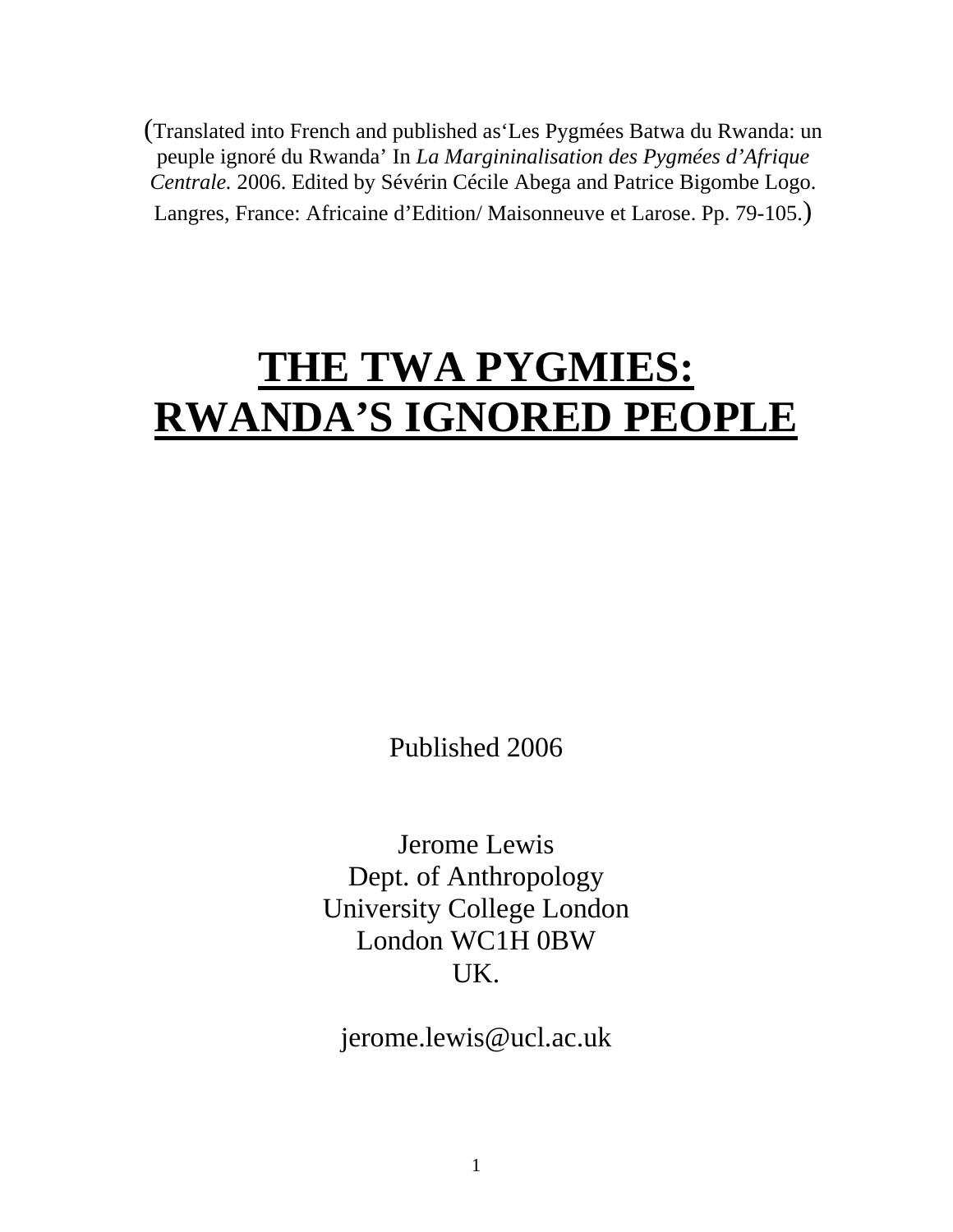(Translated into French and published as'Les Pygmées Batwa du Rwanda: un peuple ignoré du Rwanda' In *La Margininalisation des Pygmées d'Afrique Centrale.* 2006. Edited by Sévérin Cécile Abega and Patrice Bigombe Logo. Langres, France: Africaine d'Edition/ Maisonneuve et Larose. Pp. 79-105.)

# THE TWA PYGMIES: RWANDA'S IGNORED PEOPLE

Published 2006

Jerome Lewis
Dept. of Anthropology
University College London
London WC1H 0BW
UK.

jerome.lewis@ucl.ac.uk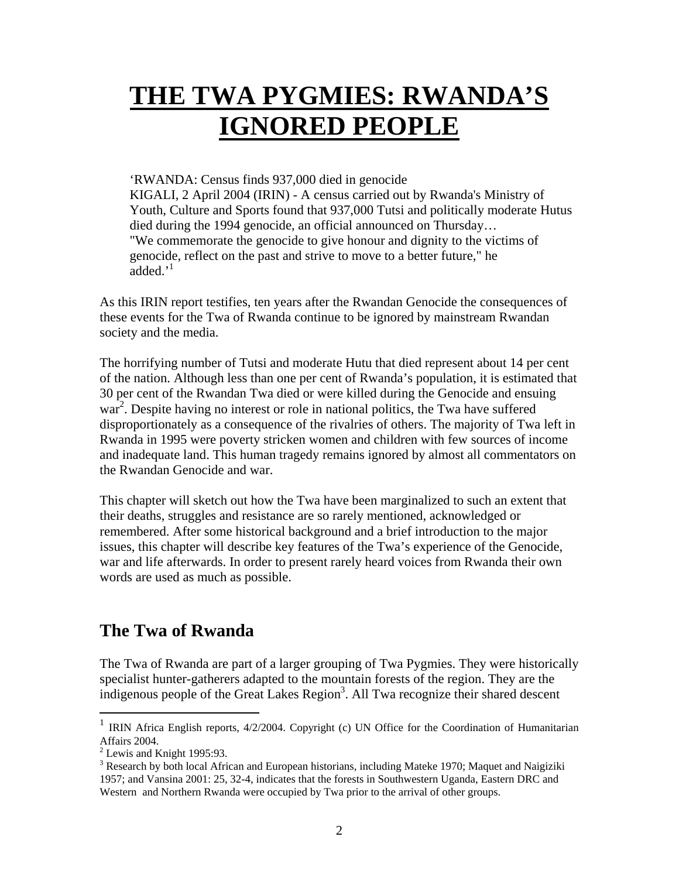# THE TWA PYGMIES: RWANDA'S IGNORED PEOPLE

> 'RWANDA: Census finds 937,000 died in genocide
> KIGALI, 2 April 2004 (IRIN) - A census carried out by Rwanda's Ministry of Youth, Culture and Sports found that 937,000 Tutsi and politically moderate Hutus died during the 1994 genocide, an official announced on Thursday…
> "We commemorate the genocide to give honour and dignity to the victims of genocide, reflect on the past and strive to move to a better future," he added.'[1]

As this IRIN report testifies, ten years after the Rwandan Genocide the consequences of these events for the Twa of Rwanda continue to be ignored by mainstream Rwandan society and the media.

The horrifying number of Tutsi and moderate Hutu that died represent about 14 per cent of the nation. Although less than one per cent of Rwanda's population, it is estimated that 30 per cent of the Rwandan Twa died or were killed during the Genocide and ensuing war[2]. Despite having no interest or role in national politics, the Twa have suffered disproportionately as a consequence of the rivalries of others. The majority of Twa left in Rwanda in 1995 were poverty stricken women and children with few sources of income and inadequate land. This human tragedy remains ignored by almost all commentators on the Rwandan Genocide and war.

This chapter will sketch out how the Twa have been marginalized to such an extent that their deaths, struggles and resistance are so rarely mentioned, acknowledged or remembered. After some historical background and a brief introduction to the major issues, this chapter will describe key features of the Twa's experience of the Genocide, war and life afterwards. In order to present rarely heard voices from Rwanda their own words are used as much as possible.

## The Twa of Rwanda

The Twa of Rwanda are part of a larger grouping of Twa Pygmies. They were historically specialist hunter-gatherers adapted to the mountain forests of the region. They are the indigenous people of the Great Lakes Region[3]. All Twa recognize their shared descent

---

[1] IRIN Africa English reports, 4/2/2004. Copyright (c) UN Office for the Coordination of Humanitarian Affairs 2004.

[2] Lewis and Knight 1995:93.

[3] Research by both local African and European historians, including Mateke 1970; Maquet and Naigiziki 1957; and Vansina 2001: 25, 32-4, indicates that the forests in Southwestern Uganda, Eastern DRC and Western and Northern Rwanda were occupied by Twa prior to the arrival of other groups.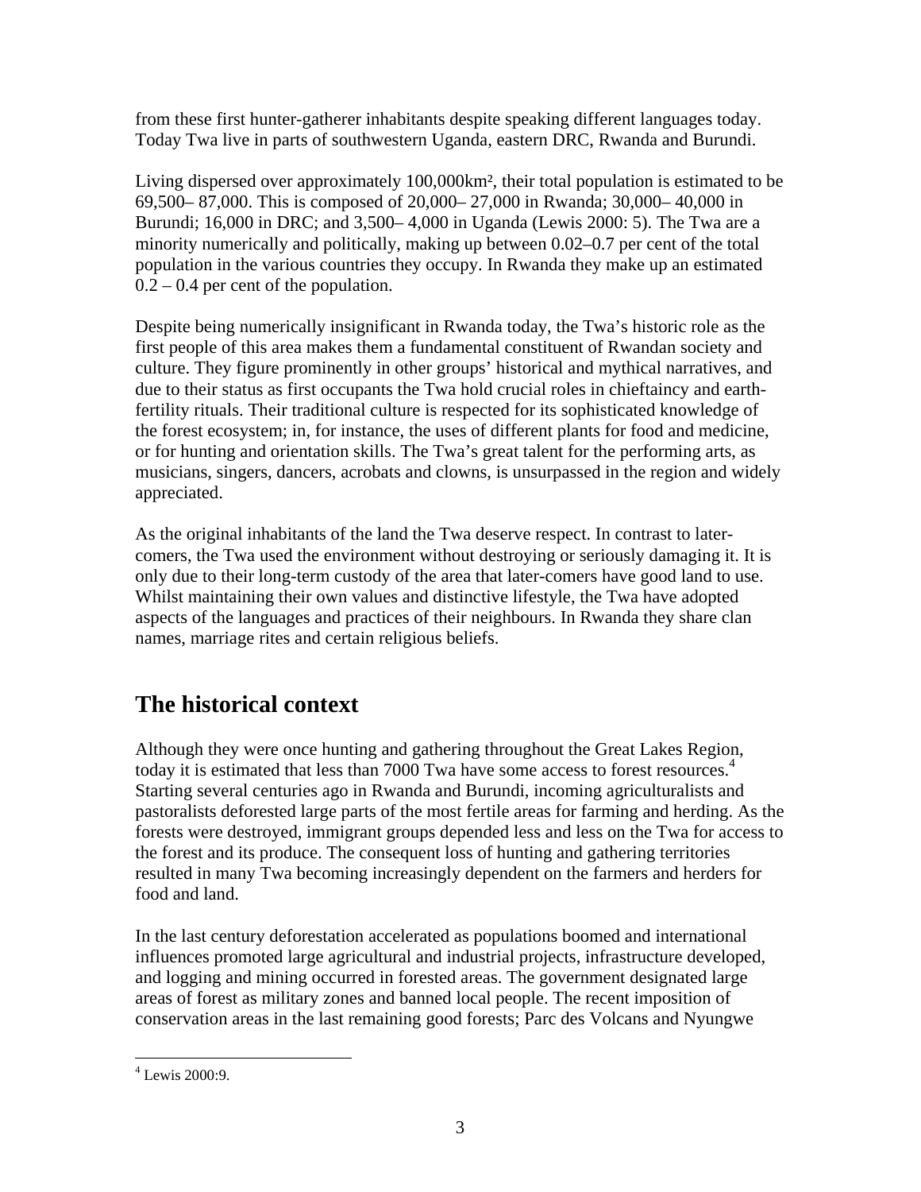from these first hunter-gatherer inhabitants despite speaking different languages today. Today Twa live in parts of southwestern Uganda, eastern DRC, Rwanda and Burundi.

Living dispersed over approximately 100,000km², their total population is estimated to be 69,500– 87,000. This is composed of 20,000– 27,000 in Rwanda; 30,000– 40,000 in Burundi; 16,000 in DRC; and 3,500– 4,000 in Uganda (Lewis 2000: 5). The Twa are a minority numerically and politically, making up between 0.02–0.7 per cent of the total population in the various countries they occupy. In Rwanda they make up an estimated 0.2 – 0.4 per cent of the population.

Despite being numerically insignificant in Rwanda today, the Twa's historic role as the first people of this area makes them a fundamental constituent of Rwandan society and culture. They figure prominently in other groups' historical and mythical narratives, and due to their status as first occupants the Twa hold crucial roles in chieftaincy and earth-fertility rituals. Their traditional culture is respected for its sophisticated knowledge of the forest ecosystem; in, for instance, the uses of different plants for food and medicine, or for hunting and orientation skills. The Twa's great talent for the performing arts, as musicians, singers, dancers, acrobats and clowns, is unsurpassed in the region and widely appreciated.

As the original inhabitants of the land the Twa deserve respect. In contrast to later-comers, the Twa used the environment without destroying or seriously damaging it. It is only due to their long-term custody of the area that later-comers have good land to use. Whilst maintaining their own values and distinctive lifestyle, the Twa have adopted aspects of the languages and practices of their neighbours. In Rwanda they share clan names, marriage rites and certain religious beliefs.

## The historical context

Although they were once hunting and gathering throughout the Great Lakes Region, today it is estimated that less than 7000 Twa have some access to forest resources.[4] Starting several centuries ago in Rwanda and Burundi, incoming agriculturalists and pastoralists deforested large parts of the most fertile areas for farming and herding. As the forests were destroyed, immigrant groups depended less and less on the Twa for access to the forest and its produce. The consequent loss of hunting and gathering territories resulted in many Twa becoming increasingly dependent on the farmers and herders for food and land.

In the last century deforestation accelerated as populations boomed and international influences promoted large agricultural and industrial projects, infrastructure developed, and logging and mining occurred in forested areas. The government designated large areas of forest as military zones and banned local people. The recent imposition of conservation areas in the last remaining good forests; Parc des Volcans and Nyungwe

[4] Lewis 2000:9.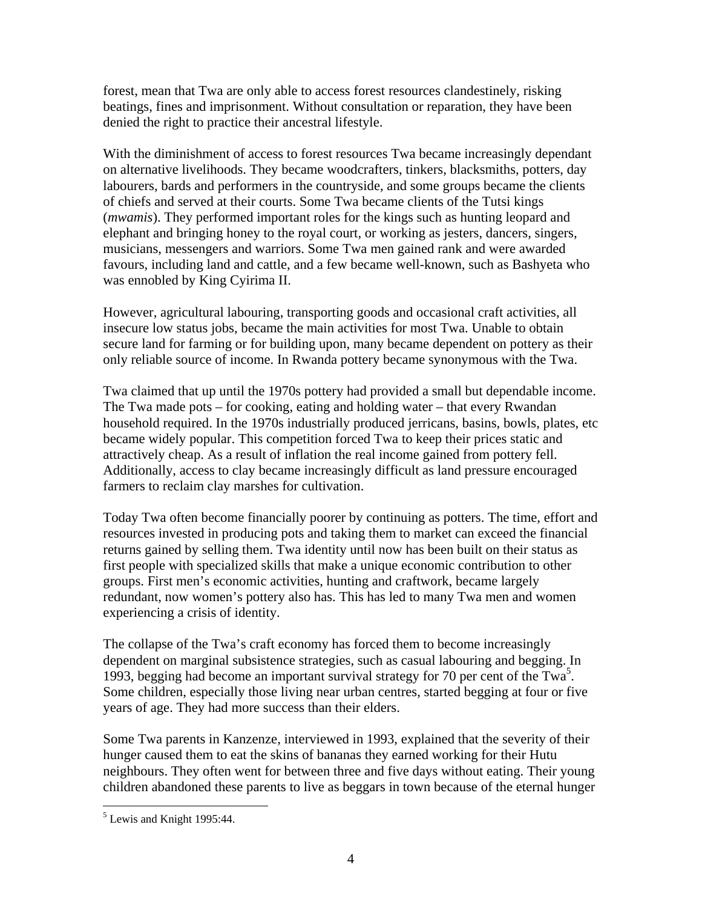forest, mean that Twa are only able to access forest resources clandestinely, risking beatings, fines and imprisonment. Without consultation or reparation, they have been denied the right to practice their ancestral lifestyle.

With the diminishment of access to forest resources Twa became increasingly dependant on alternative livelihoods. They became woodcrafters, tinkers, blacksmiths, potters, day labourers, bards and performers in the countryside, and some groups became the clients of chiefs and served at their courts. Some Twa became clients of the Tutsi kings (*mwamis*). They performed important roles for the kings such as hunting leopard and elephant and bringing honey to the royal court, or working as jesters, dancers, singers, musicians, messengers and warriors. Some Twa men gained rank and were awarded favours, including land and cattle, and a few became well-known, such as Bashyeta who was ennobled by King Cyirima II.

However, agricultural labouring, transporting goods and occasional craft activities, all insecure low status jobs, became the main activities for most Twa. Unable to obtain secure land for farming or for building upon, many became dependent on pottery as their only reliable source of income. In Rwanda pottery became synonymous with the Twa.

Twa claimed that up until the 1970s pottery had provided a small but dependable income. The Twa made pots – for cooking, eating and holding water – that every Rwandan household required. In the 1970s industrially produced jerricans, basins, bowls, plates, etc became widely popular. This competition forced Twa to keep their prices static and attractively cheap. As a result of inflation the real income gained from pottery fell. Additionally, access to clay became increasingly difficult as land pressure encouraged farmers to reclaim clay marshes for cultivation.

Today Twa often become financially poorer by continuing as potters. The time, effort and resources invested in producing pots and taking them to market can exceed the financial returns gained by selling them. Twa identity until now has been built on their status as first people with specialized skills that make a unique economic contribution to other groups. First men's economic activities, hunting and craftwork, became largely redundant, now women's pottery also has. This has led to many Twa men and women experiencing a crisis of identity.

The collapse of the Twa's craft economy has forced them to become increasingly dependent on marginal subsistence strategies, such as casual labouring and begging. In 1993, begging had become an important survival strategy for 70 per cent of the Twa[5]. Some children, especially those living near urban centres, started begging at four or five years of age. They had more success than their elders.

Some Twa parents in Kanzenze, interviewed in 1993, explained that the severity of their hunger caused them to eat the skins of bananas they earned working for their Hutu neighbours. They often went for between three and five days without eating. Their young children abandoned these parents to live as beggars in town because of the eternal hunger

[5] Lewis and Knight 1995:44.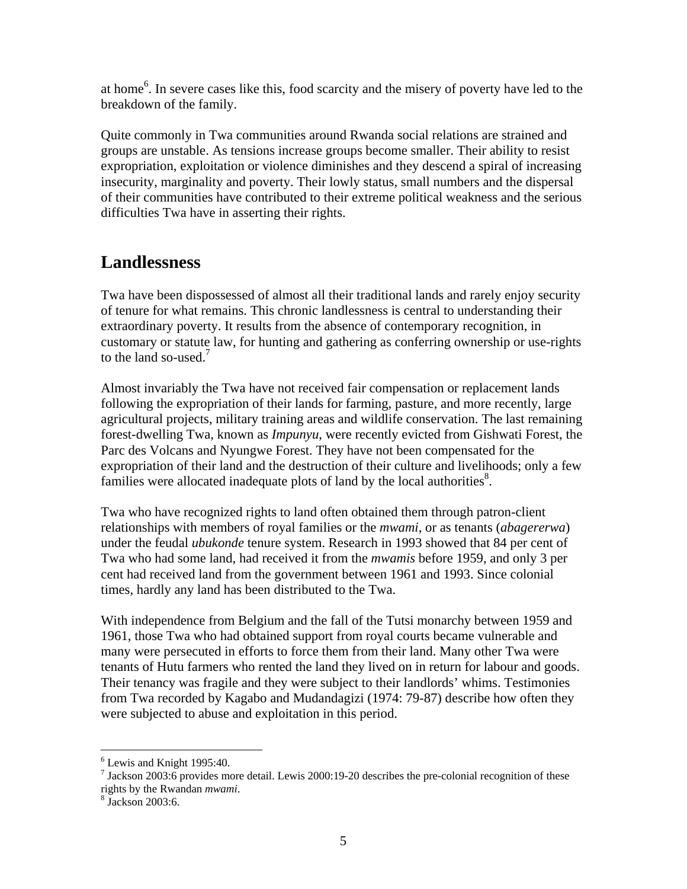at home[6]. In severe cases like this, food scarcity and the misery of poverty have led to the breakdown of the family.

Quite commonly in Twa communities around Rwanda social relations are strained and groups are unstable. As tensions increase groups become smaller. Their ability to resist expropriation, exploitation or violence diminishes and they descend a spiral of increasing insecurity, marginality and poverty. Their lowly status, small numbers and the dispersal of their communities have contributed to their extreme political weakness and the serious difficulties Twa have in asserting their rights.

## Landlessness

Twa have been dispossessed of almost all their traditional lands and rarely enjoy security of tenure for what remains. This chronic landlessness is central to understanding their extraordinary poverty. It results from the absence of contemporary recognition, in customary or statute law, for hunting and gathering as conferring ownership or use-rights to the land so-used.[7]

Almost invariably the Twa have not received fair compensation or replacement lands following the expropriation of their lands for farming, pasture, and more recently, large agricultural projects, military training areas and wildlife conservation. The last remaining forest-dwelling Twa, known as *Impunyu*, were recently evicted from Gishwati Forest, the Parc des Volcans and Nyungwe Forest. They have not been compensated for the expropriation of their land and the destruction of their culture and livelihoods; only a few families were allocated inadequate plots of land by the local authorities[8].

Twa who have recognized rights to land often obtained them through patron-client relationships with members of royal families or the *mwami*, or as tenants (*abagererwa*) under the feudal *ubukonde* tenure system. Research in 1993 showed that 84 per cent of Twa who had some land, had received it from the *mwamis* before 1959, and only 3 per cent had received land from the government between 1961 and 1993. Since colonial times, hardly any land has been distributed to the Twa.

With independence from Belgium and the fall of the Tutsi monarchy between 1959 and 1961, those Twa who had obtained support from royal courts became vulnerable and many were persecuted in efforts to force them from their land. Many other Twa were tenants of Hutu farmers who rented the land they lived on in return for labour and goods. Their tenancy was fragile and they were subject to their landlords' whims. Testimonies from Twa recorded by Kagabo and Mudandagizi (1974: 79-87) describe how often they were subjected to abuse and exploitation in this period.

---

[6] Lewis and Knight 1995:40.
[7] Jackson 2003:6 provides more detail. Lewis 2000:19-20 describes the pre-colonial recognition of these rights by the Rwandan *mwami*.
[8] Jackson 2003:6.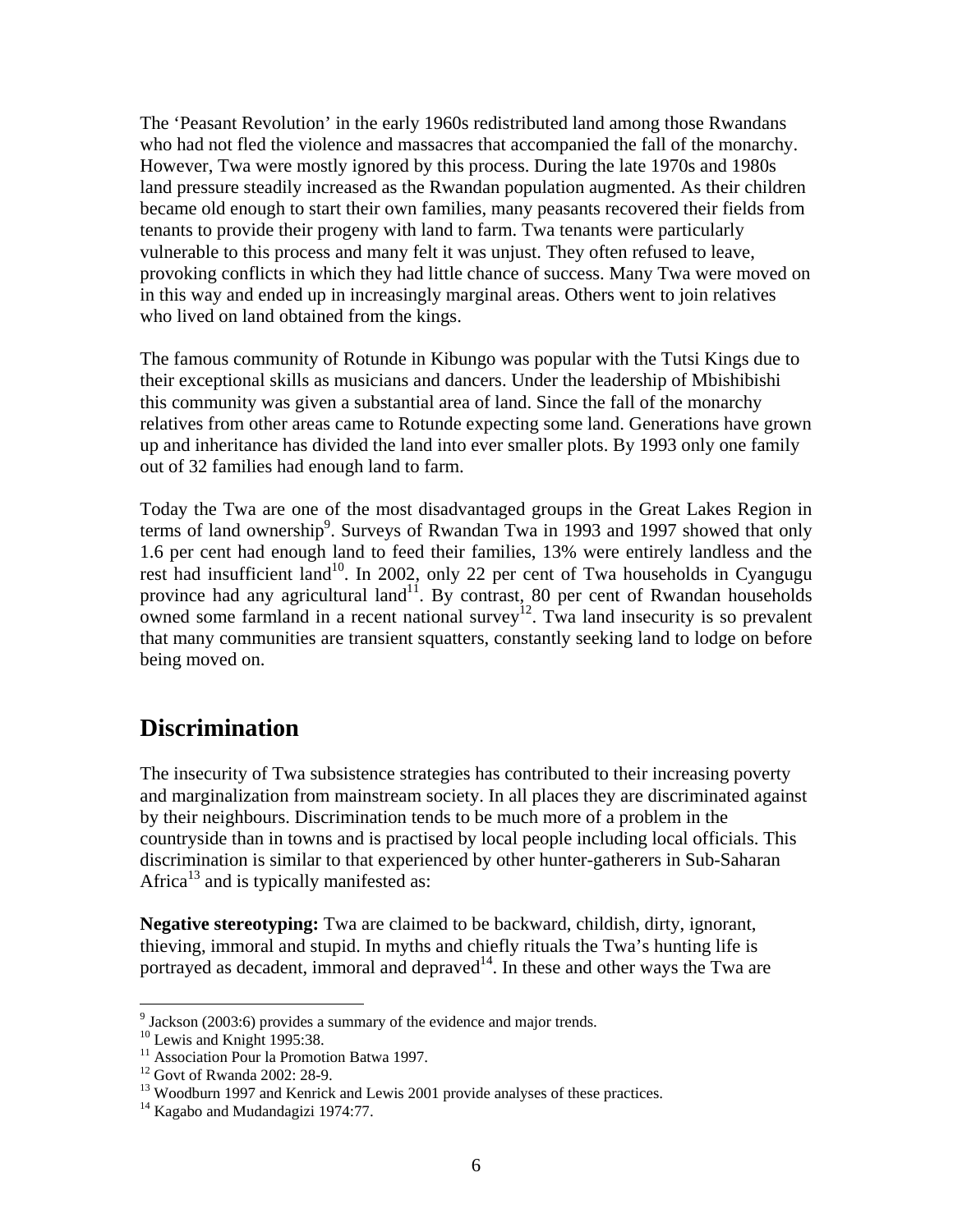The 'Peasant Revolution' in the early 1960s redistributed land among those Rwandans who had not fled the violence and massacres that accompanied the fall of the monarchy. However, Twa were mostly ignored by this process. During the late 1970s and 1980s land pressure steadily increased as the Rwandan population augmented. As their children became old enough to start their own families, many peasants recovered their fields from tenants to provide their progeny with land to farm. Twa tenants were particularly vulnerable to this process and many felt it was unjust. They often refused to leave, provoking conflicts in which they had little chance of success. Many Twa were moved on in this way and ended up in increasingly marginal areas. Others went to join relatives who lived on land obtained from the kings.

The famous community of Rotunde in Kibungo was popular with the Tutsi Kings due to their exceptional skills as musicians and dancers. Under the leadership of Mbishibishi this community was given a substantial area of land. Since the fall of the monarchy relatives from other areas came to Rotunde expecting some land. Generations have grown up and inheritance has divided the land into ever smaller plots. By 1993 only one family out of 32 families had enough land to farm.

Today the Twa are one of the most disadvantaged groups in the Great Lakes Region in terms of land ownership[9]. Surveys of Rwandan Twa in 1993 and 1997 showed that only 1.6 per cent had enough land to feed their families, 13% were entirely landless and the rest had insufficient land[10]. In 2002, only 22 per cent of Twa households in Cyangugu province had any agricultural land[11]. By contrast, 80 per cent of Rwandan households owned some farmland in a recent national survey[12]. Twa land insecurity is so prevalent that many communities are transient squatters, constantly seeking land to lodge on before being moved on.

## Discrimination

The insecurity of Twa subsistence strategies has contributed to their increasing poverty and marginalization from mainstream society. In all places they are discriminated against by their neighbours. Discrimination tends to be much more of a problem in the countryside than in towns and is practised by local people including local officials. This discrimination is similar to that experienced by other hunter-gatherers in Sub-Saharan Africa[13] and is typically manifested as:

**Negative stereotyping:** Twa are claimed to be backward, childish, dirty, ignorant, thieving, immoral and stupid. In myths and chiefly rituals the Twa's hunting life is portrayed as decadent, immoral and depraved[14]. In these and other ways the Twa are

---

[9] Jackson (2003:6) provides a summary of the evidence and major trends.
[10] Lewis and Knight 1995:38.
[11] Association Pour la Promotion Batwa 1997.
[12] Govt of Rwanda 2002: 28-9.
[13] Woodburn 1997 and Kenrick and Lewis 2001 provide analyses of these practices.
[14] Kagabo and Mudandagizi 1974:77.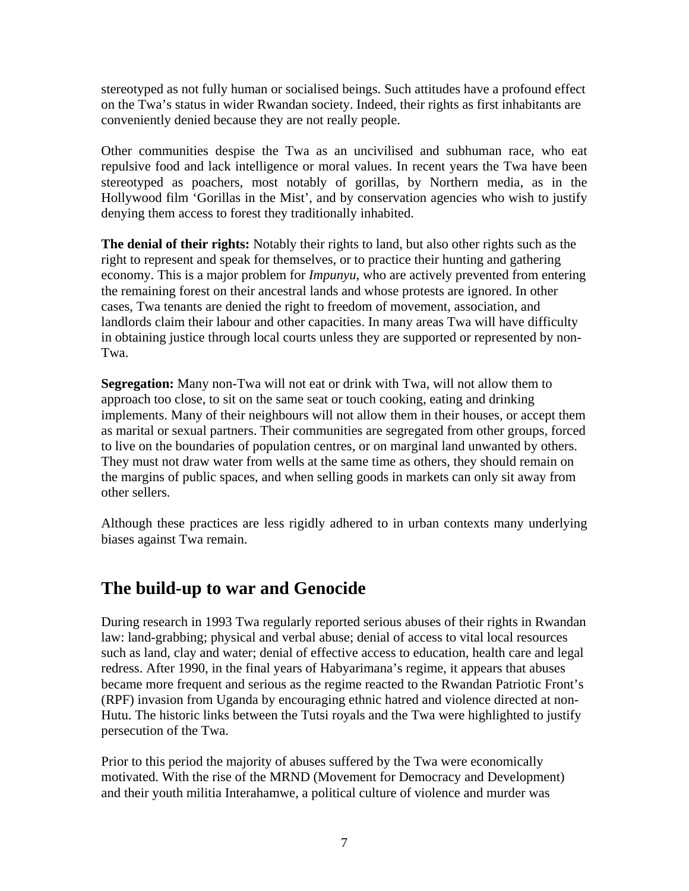stereotyped as not fully human or socialised beings. Such attitudes have a profound effect on the Twa's status in wider Rwandan society. Indeed, their rights as first inhabitants are conveniently denied because they are not really people.

Other communities despise the Twa as an uncivilised and subhuman race, who eat repulsive food and lack intelligence or moral values. In recent years the Twa have been stereotyped as poachers, most notably of gorillas, by Northern media, as in the Hollywood film 'Gorillas in the Mist', and by conservation agencies who wish to justify denying them access to forest they traditionally inhabited.

**The denial of their rights:** Notably their rights to land, but also other rights such as the right to represent and speak for themselves, or to practice their hunting and gathering economy. This is a major problem for *Impunyu*, who are actively prevented from entering the remaining forest on their ancestral lands and whose protests are ignored. In other cases, Twa tenants are denied the right to freedom of movement, association, and landlords claim their labour and other capacities. In many areas Twa will have difficulty in obtaining justice through local courts unless they are supported or represented by non-Twa.

**Segregation:** Many non-Twa will not eat or drink with Twa, will not allow them to approach too close, to sit on the same seat or touch cooking, eating and drinking implements. Many of their neighbours will not allow them in their houses, or accept them as marital or sexual partners. Their communities are segregated from other groups, forced to live on the boundaries of population centres, or on marginal land unwanted by others. They must not draw water from wells at the same time as others, they should remain on the margins of public spaces, and when selling goods in markets can only sit away from other sellers.

Although these practices are less rigidly adhered to in urban contexts many underlying biases against Twa remain.

## The build-up to war and Genocide

During research in 1993 Twa regularly reported serious abuses of their rights in Rwandan law: land-grabbing; physical and verbal abuse; denial of access to vital local resources such as land, clay and water; denial of effective access to education, health care and legal redress. After 1990, in the final years of Habyarimana's regime, it appears that abuses became more frequent and serious as the regime reacted to the Rwandan Patriotic Front's (RPF) invasion from Uganda by encouraging ethnic hatred and violence directed at non-Hutu. The historic links between the Tutsi royals and the Twa were highlighted to justify persecution of the Twa.

Prior to this period the majority of abuses suffered by the Twa were economically motivated. With the rise of the MRND (Movement for Democracy and Development) and their youth militia Interahamwe, a political culture of violence and murder was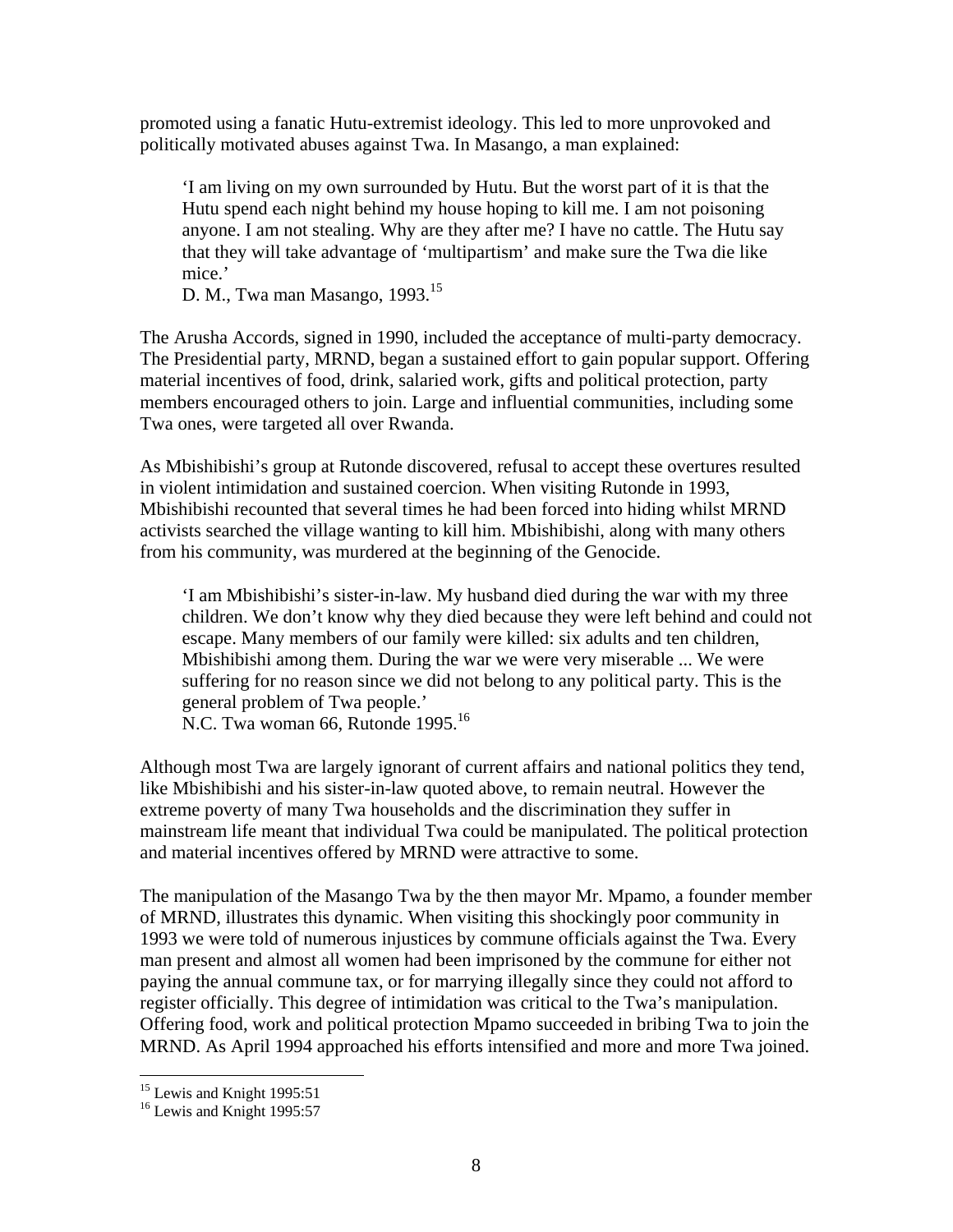promoted using a fanatic Hutu-extremist ideology. This led to more unprovoked and politically motivated abuses against Twa. In Masango, a man explained:

> 'I am living on my own surrounded by Hutu. But the worst part of it is that the Hutu spend each night behind my house hoping to kill me. I am not poisoning anyone. I am not stealing. Why are they after me? I have no cattle. The Hutu say that they will take advantage of 'multipartism' and make sure the Twa die like mice.'
> D. M., Twa man Masango, 1993.[15]

The Arusha Accords, signed in 1990, included the acceptance of multi-party democracy. The Presidential party, MRND, began a sustained effort to gain popular support. Offering material incentives of food, drink, salaried work, gifts and political protection, party members encouraged others to join. Large and influential communities, including some Twa ones, were targeted all over Rwanda.

As Mbishibishi's group at Rutonde discovered, refusal to accept these overtures resulted in violent intimidation and sustained coercion. When visiting Rutonde in 1993, Mbishibishi recounted that several times he had been forced into hiding whilst MRND activists searched the village wanting to kill him. Mbishibishi, along with many others from his community, was murdered at the beginning of the Genocide.

> 'I am Mbishibishi's sister-in-law. My husband died during the war with my three children. We don't know why they died because they were left behind and could not escape. Many members of our family were killed: six adults and ten children, Mbishibishi among them. During the war we were very miserable ... We were suffering for no reason since we did not belong to any political party. This is the general problem of Twa people.'
> N.C. Twa woman 66, Rutonde 1995.[16]

Although most Twa are largely ignorant of current affairs and national politics they tend, like Mbishibishi and his sister-in-law quoted above, to remain neutral. However the extreme poverty of many Twa households and the discrimination they suffer in mainstream life meant that individual Twa could be manipulated. The political protection and material incentives offered by MRND were attractive to some.

The manipulation of the Masango Twa by the then mayor Mr. Mpamo, a founder member of MRND, illustrates this dynamic. When visiting this shockingly poor community in 1993 we were told of numerous injustices by commune officials against the Twa. Every man present and almost all women had been imprisoned by the commune for either not paying the annual commune tax, or for marrying illegally since they could not afford to register officially. This degree of intimidation was critical to the Twa's manipulation. Offering food, work and political protection Mpamo succeeded in bribing Twa to join the MRND. As April 1994 approached his efforts intensified and more and more Twa joined.

[15] Lewis and Knight 1995:51
[16] Lewis and Knight 1995:57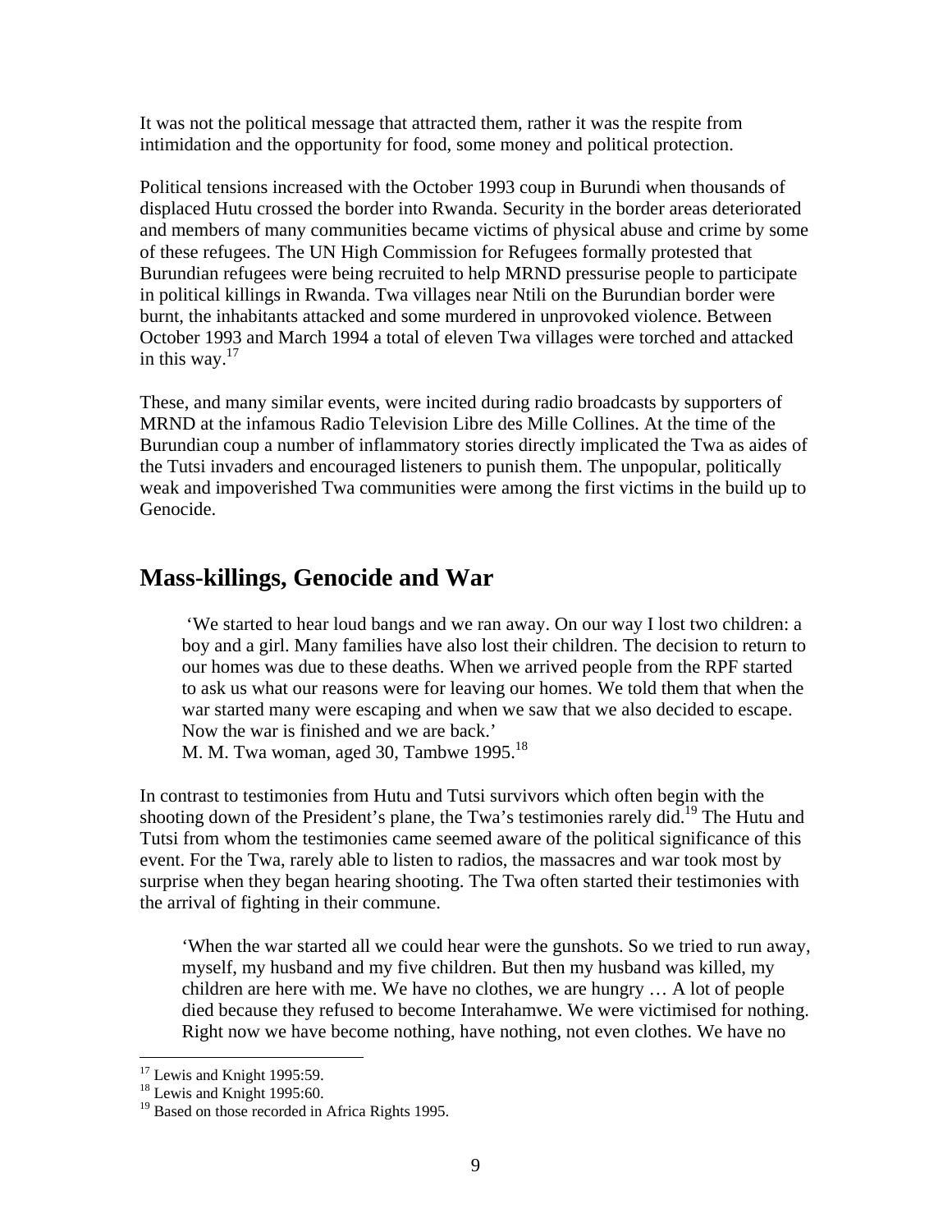It was not the political message that attracted them, rather it was the respite from intimidation and the opportunity for food, some money and political protection.

Political tensions increased with the October 1993 coup in Burundi when thousands of displaced Hutu crossed the border into Rwanda. Security in the border areas deteriorated and members of many communities became victims of physical abuse and crime by some of these refugees. The UN High Commission for Refugees formally protested that Burundian refugees were being recruited to help MRND pressurise people to participate in political killings in Rwanda. Twa villages near Ntili on the Burundian border were burnt, the inhabitants attacked and some murdered in unprovoked violence. Between October 1993 and March 1994 a total of eleven Twa villages were torched and attacked in this way.[17]

These, and many similar events, were incited during radio broadcasts by supporters of MRND at the infamous Radio Television Libre des Mille Collines. At the time of the Burundian coup a number of inflammatory stories directly implicated the Twa as aides of the Tutsi invaders and encouraged listeners to punish them. The unpopular, politically weak and impoverished Twa communities were among the first victims in the build up to Genocide.

## Mass-killings, Genocide and War

> 'We started to hear loud bangs and we ran away. On our way I lost two children: a boy and a girl. Many families have also lost their children. The decision to return to our homes was due to these deaths. When we arrived people from the RPF started to ask us what our reasons were for leaving our homes. We told them that when the war started many were escaping and when we saw that we also decided to escape. Now the war is finished and we are back.'
> M. M. Twa woman, aged 30, Tambwe 1995.[18]

In contrast to testimonies from Hutu and Tutsi survivors which often begin with the shooting down of the President's plane, the Twa's testimonies rarely did.[19] The Hutu and Tutsi from whom the testimonies came seemed aware of the political significance of this event. For the Twa, rarely able to listen to radios, the massacres and war took most by surprise when they began hearing shooting. The Twa often started their testimonies with the arrival of fighting in their commune.

> 'When the war started all we could hear were the gunshots. So we tried to run away, myself, my husband and my five children. But then my husband was killed, my children are here with me. We have no clothes, we are hungry … A lot of people died because they refused to become Interahamwe. We were victimised for nothing. Right now we have become nothing, have nothing, not even clothes. We have no

[17] Lewis and Knight 1995:59.
[18] Lewis and Knight 1995:60.
[19] Based on those recorded in Africa Rights 1995.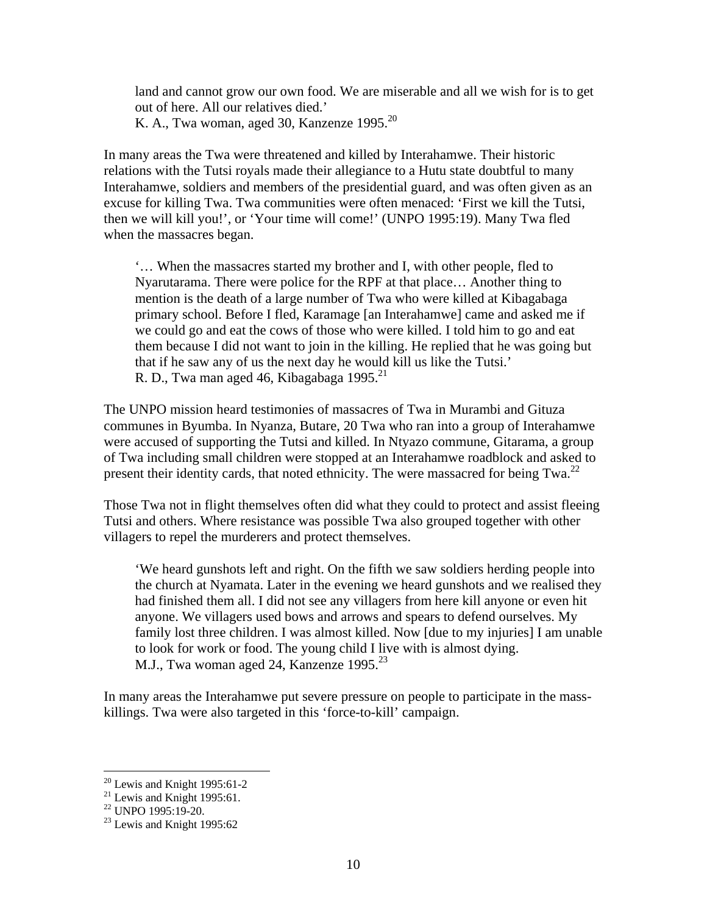> land and cannot grow our own food. We are miserable and all we wish for is to get out of here. All our relatives died.'
> K. A., Twa woman, aged 30, Kanzenze 1995.[20]

In many areas the Twa were threatened and killed by Interahamwe. Their historic relations with the Tutsi royals made their allegiance to a Hutu state doubtful to many Interahamwe, soldiers and members of the presidential guard, and was often given as an excuse for killing Twa. Twa communities were often menaced: 'First we kill the Tutsi, then we will kill you!', or 'Your time will come!' (UNPO 1995:19). Many Twa fled when the massacres began.

> '… When the massacres started my brother and I, with other people, fled to Nyarutarama. There were police for the RPF at that place… Another thing to mention is the death of a large number of Twa who were killed at Kibagabaga primary school. Before I fled, Karamage [an Interahamwe] came and asked me if we could go and eat the cows of those who were killed. I told him to go and eat them because I did not want to join in the killing. He replied that he was going but that if he saw any of us the next day he would kill us like the Tutsi.'
> R. D., Twa man aged 46, Kibagabaga 1995.[21]

The UNPO mission heard testimonies of massacres of Twa in Murambi and Gituza communes in Byumba. In Nyanza, Butare, 20 Twa who ran into a group of Interahamwe were accused of supporting the Tutsi and killed. In Ntyazo commune, Gitarama, a group of Twa including small children were stopped at an Interahamwe roadblock and asked to present their identity cards, that noted ethnicity. The were massacred for being Twa.[22]

Those Twa not in flight themselves often did what they could to protect and assist fleeing Tutsi and others. Where resistance was possible Twa also grouped together with other villagers to repel the murderers and protect themselves.

> 'We heard gunshots left and right. On the fifth we saw soldiers herding people into the church at Nyamata. Later in the evening we heard gunshots and we realised they had finished them all. I did not see any villagers from here kill anyone or even hit anyone. We villagers used bows and arrows and spears to defend ourselves. My family lost three children. I was almost killed. Now [due to my injuries] I am unable to look for work or food. The young child I live with is almost dying.
> M.J., Twa woman aged 24, Kanzenze 1995.[23]

In many areas the Interahamwe put severe pressure on people to participate in the mass-killings. Twa were also targeted in this 'force-to-kill' campaign.

---

[20] Lewis and Knight 1995:61-2
[21] Lewis and Knight 1995:61.
[22] UNPO 1995:19-20.
[23] Lewis and Knight 1995:62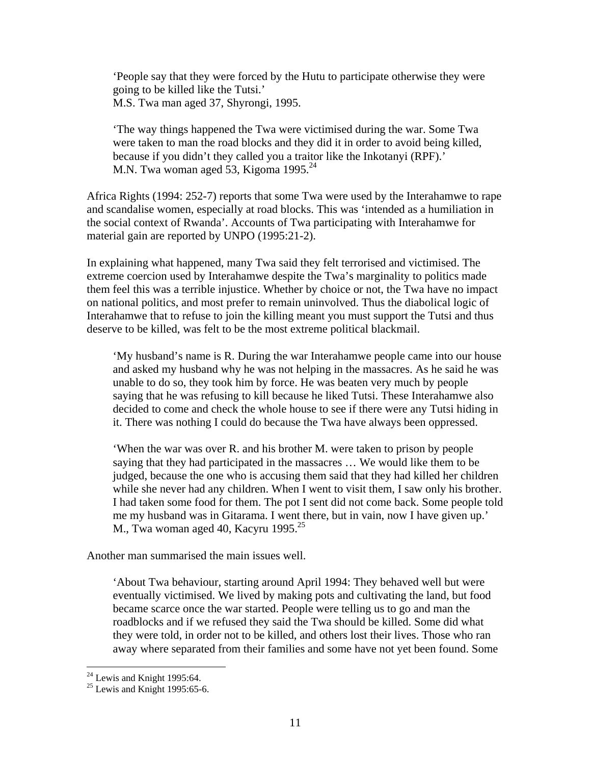> 'People say that they were forced by the Hutu to participate otherwise they were going to be killed like the Tutsi.'
> M.S. Twa man aged 37, Shyrongi, 1995.

> 'The way things happened the Twa were victimised during the war. Some Twa were taken to man the road blocks and they did it in order to avoid being killed, because if you didn't they called you a traitor like the Inkotanyi (RPF).'
> M.N. Twa woman aged 53, Kigoma 1995.[24]

Africa Rights (1994: 252-7) reports that some Twa were used by the Interahamwe to rape and scandalise women, especially at road blocks. This was 'intended as a humiliation in the social context of Rwanda'. Accounts of Twa participating with Interahamwe for material gain are reported by UNPO (1995:21-2).

In explaining what happened, many Twa said they felt terrorised and victimised. The extreme coercion used by Interahamwe despite the Twa's marginality to politics made them feel this was a terrible injustice. Whether by choice or not, the Twa have no impact on national politics, and most prefer to remain uninvolved. Thus the diabolical logic of Interahamwe that to refuse to join the killing meant you must support the Tutsi and thus deserve to be killed, was felt to be the most extreme political blackmail.

> 'My husband's name is R. During the war Interahamwe people came into our house and asked my husband why he was not helping in the massacres. As he said he was unable to do so, they took him by force. He was beaten very much by people saying that he was refusing to kill because he liked Tutsi. These Interahamwe also decided to come and check the whole house to see if there were any Tutsi hiding in it. There was nothing I could do because the Twa have always been oppressed.
>
> 'When the war was over R. and his brother M. were taken to prison by people saying that they had participated in the massacres … We would like them to be judged, because the one who is accusing them said that they had killed her children while she never had any children. When I went to visit them, I saw only his brother. I had taken some food for them. The pot I sent did not come back. Some people told me my husband was in Gitarama. I went there, but in vain, now I have given up.'
> M., Twa woman aged 40, Kacyru 1995.[25]

Another man summarised the main issues well.

> 'About Twa behaviour, starting around April 1994: They behaved well but were eventually victimised. We lived by making pots and cultivating the land, but food became scarce once the war started. People were telling us to go and man the roadblocks and if we refused they said the Twa should be killed. Some did what they were told, in order not to be killed, and others lost their lives. Those who ran away where separated from their families and some have not yet been found. Some

[24] Lewis and Knight 1995:64.
[25] Lewis and Knight 1995:65-6.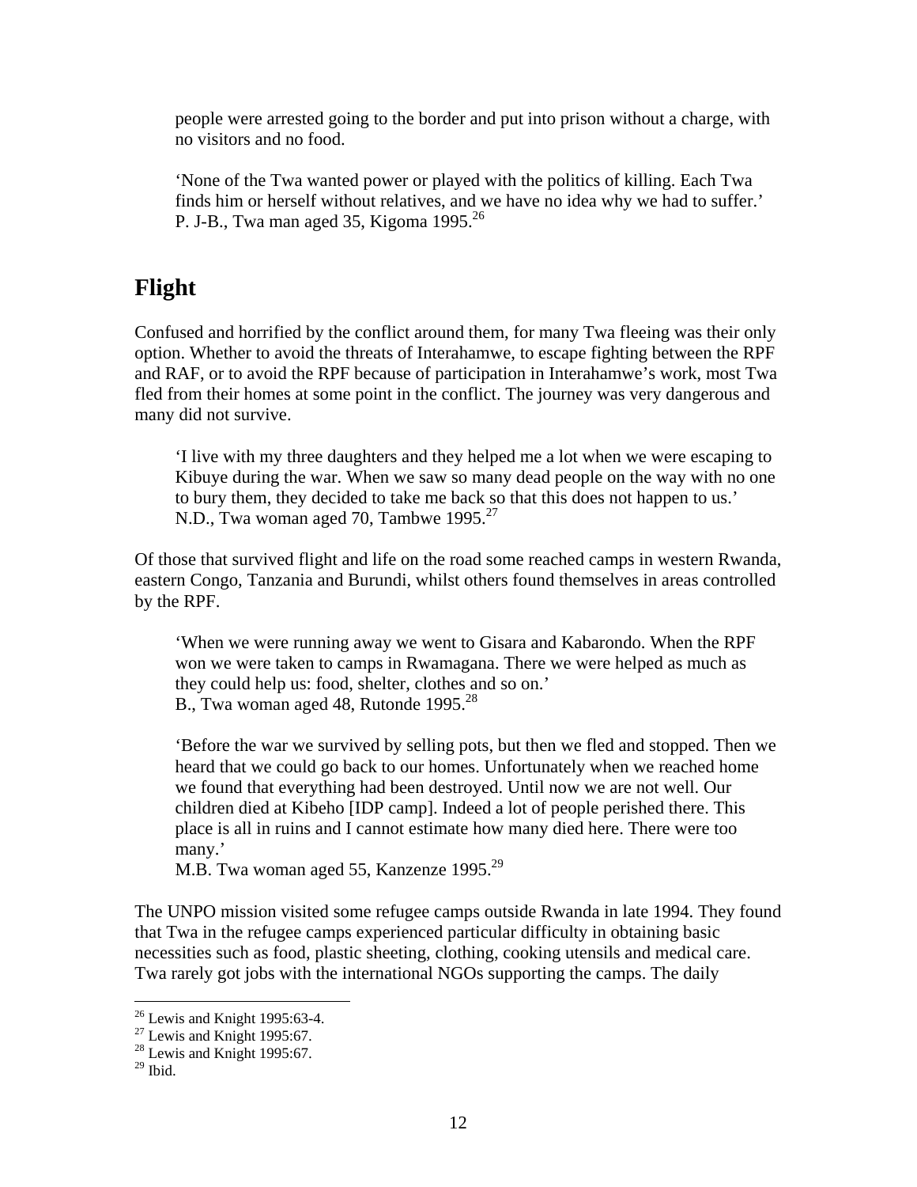people were arrested going to the border and put into prison without a charge, with no visitors and no food.

> 'None of the Twa wanted power or played with the politics of killing. Each Twa finds him or herself without relatives, and we have no idea why we had to suffer.'
> P. J-B., Twa man aged 35, Kigoma 1995.[26]

## Flight

Confused and horrified by the conflict around them, for many Twa fleeing was their only option. Whether to avoid the threats of Interahamwe, to escape fighting between the RPF and RAF, or to avoid the RPF because of participation in Interahamwe's work, most Twa fled from their homes at some point in the conflict. The journey was very dangerous and many did not survive.

> 'I live with my three daughters and they helped me a lot when we were escaping to Kibuye during the war. When we saw so many dead people on the way with no one to bury them, they decided to take me back so that this does not happen to us.'
> N.D., Twa woman aged 70, Tambwe 1995.[27]

Of those that survived flight and life on the road some reached camps in western Rwanda, eastern Congo, Tanzania and Burundi, whilst others found themselves in areas controlled by the RPF.

> 'When we were running away we went to Gisara and Kabarondo. When the RPF won we were taken to camps in Rwamagana. There we were helped as much as they could help us: food, shelter, clothes and so on.'
> B., Twa woman aged 48, Rutonde 1995.[28]

> 'Before the war we survived by selling pots, but then we fled and stopped. Then we heard that we could go back to our homes. Unfortunately when we reached home we found that everything had been destroyed. Until now we are not well. Our children died at Kibeho [IDP camp]. Indeed a lot of people perished there. This place is all in ruins and I cannot estimate how many died here. There were too many.'
> M.B. Twa woman aged 55, Kanzenze 1995.[29]

The UNPO mission visited some refugee camps outside Rwanda in late 1994. They found that Twa in the refugee camps experienced particular difficulty in obtaining basic necessities such as food, plastic sheeting, clothing, cooking utensils and medical care. Twa rarely got jobs with the international NGOs supporting the camps. The daily

---

[26] Lewis and Knight 1995:63-4.
[27] Lewis and Knight 1995:67.
[28] Lewis and Knight 1995:67.
[29] Ibid.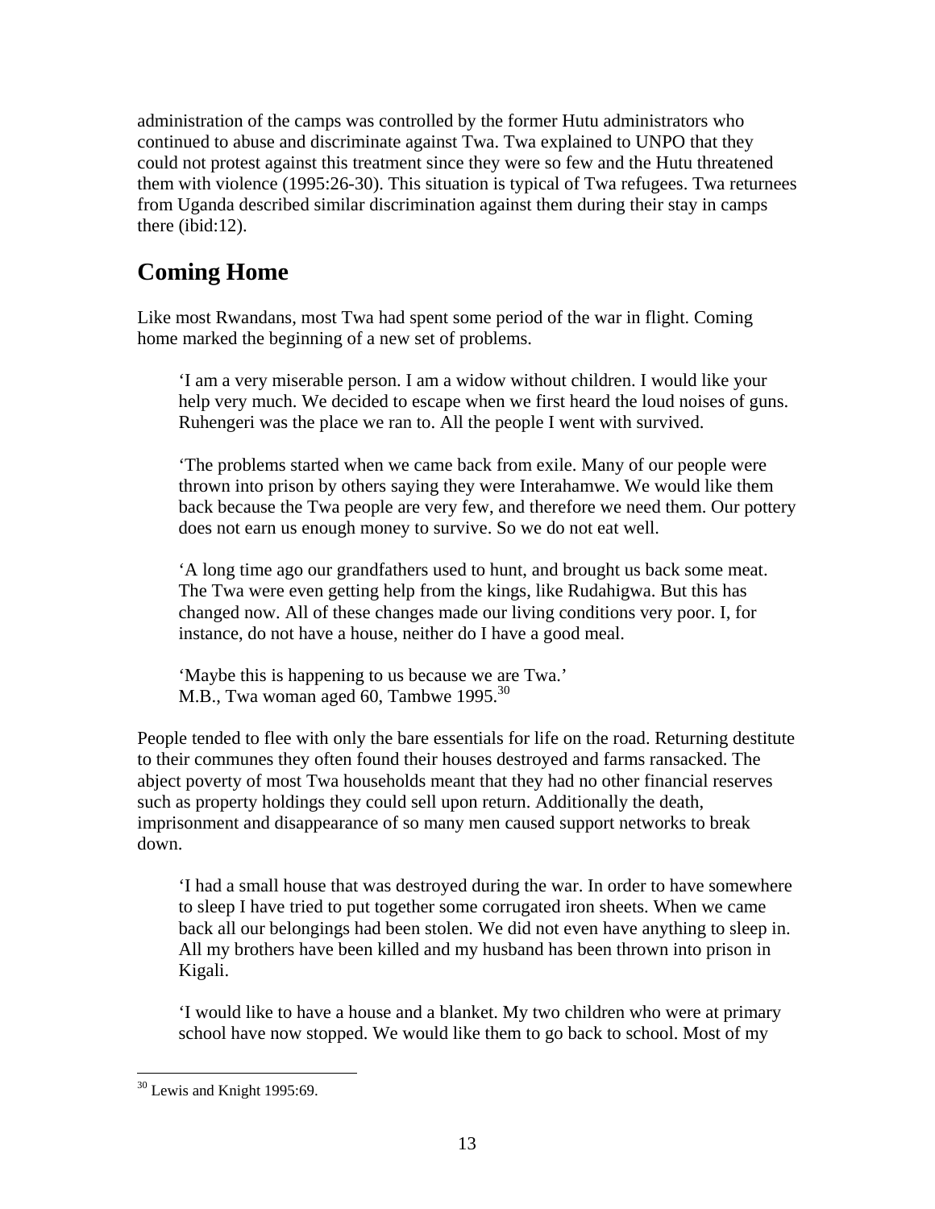administration of the camps was controlled by the former Hutu administrators who continued to abuse and discriminate against Twa. Twa explained to UNPO that they could not protest against this treatment since they were so few and the Hutu threatened them with violence (1995:26-30). This situation is typical of Twa refugees. Twa returnees from Uganda described similar discrimination against them during their stay in camps there (ibid:12).

## Coming Home

Like most Rwandans, most Twa had spent some period of the war in flight. Coming home marked the beginning of a new set of problems.

> 'I am a very miserable person. I am a widow without children. I would like your help very much. We decided to escape when we first heard the loud noises of guns. Ruhengeri was the place we ran to. All the people I went with survived.
>
> 'The problems started when we came back from exile. Many of our people were thrown into prison by others saying they were Interahamwe. We would like them back because the Twa people are very few, and therefore we need them. Our pottery does not earn us enough money to survive. So we do not eat well.
>
> 'A long time ago our grandfathers used to hunt, and brought us back some meat. The Twa were even getting help from the kings, like Rudahigwa. But this has changed now. All of these changes made our living conditions very poor. I, for instance, do not have a house, neither do I have a good meal.
>
> 'Maybe this is happening to us because we are Twa.'
> M.B., Twa woman aged 60, Tambwe 1995.[30]

People tended to flee with only the bare essentials for life on the road. Returning destitute to their communes they often found their houses destroyed and farms ransacked. The abject poverty of most Twa households meant that they had no other financial reserves such as property holdings they could sell upon return. Additionally the death, imprisonment and disappearance of so many men caused support networks to break down.

> 'I had a small house that was destroyed during the war. In order to have somewhere to sleep I have tried to put together some corrugated iron sheets. When we came back all our belongings had been stolen. We did not even have anything to sleep in. All my brothers have been killed and my husband has been thrown into prison in Kigali.
>
> 'I would like to have a house and a blanket. My two children who were at primary school have now stopped. We would like them to go back to school. Most of my

[30] Lewis and Knight 1995:69.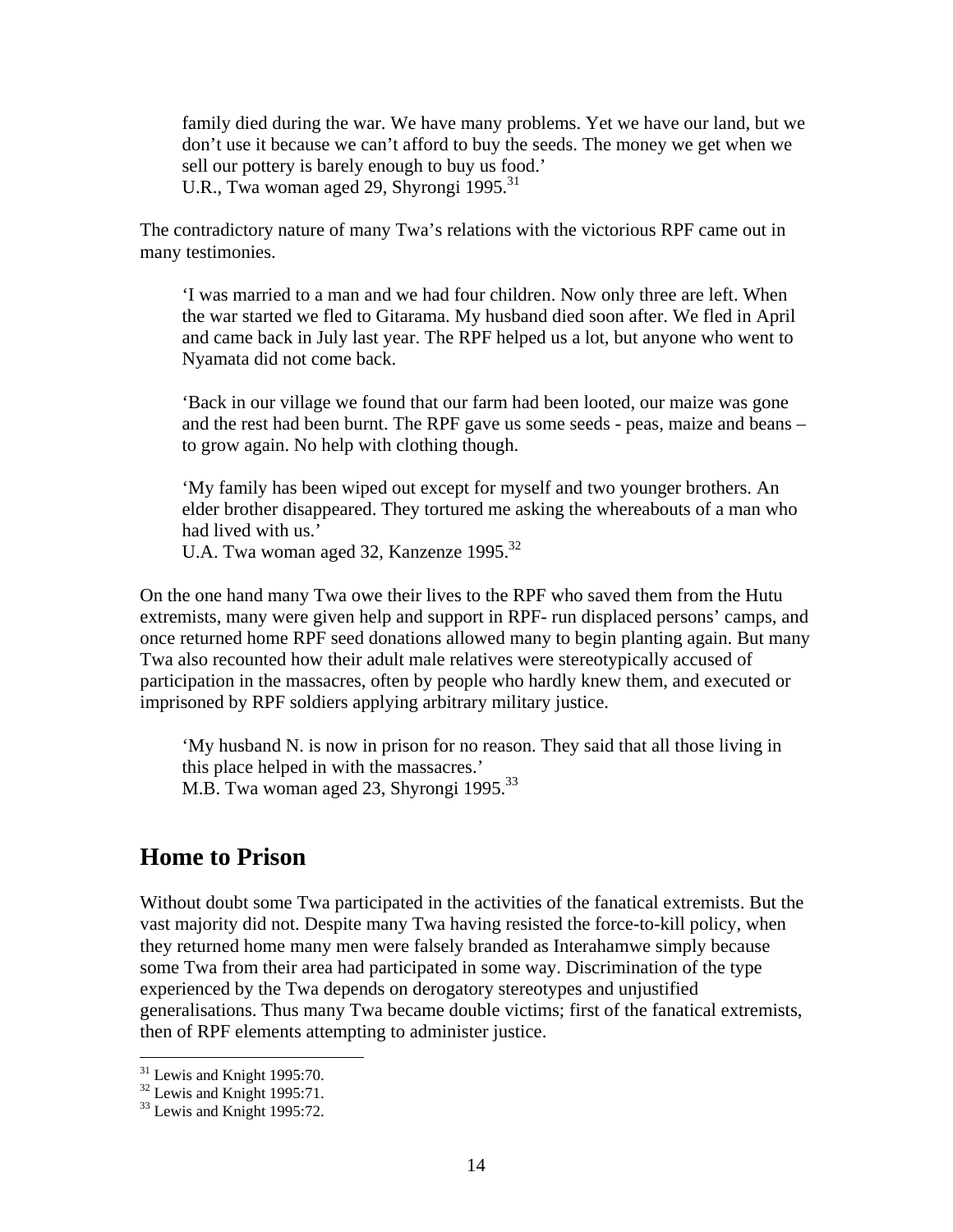> family died during the war. We have many problems. Yet we have our land, but we don't use it because we can't afford to buy the seeds. The money we get when we sell our pottery is barely enough to buy us food.'
> U.R., Twa woman aged 29, Shyrongi 1995.[31]

The contradictory nature of many Twa's relations with the victorious RPF came out in many testimonies.

> 'I was married to a man and we had four children. Now only three are left. When the war started we fled to Gitarama. My husband died soon after. We fled in April and came back in July last year. The RPF helped us a lot, but anyone who went to Nyamata did not come back.
>
> 'Back in our village we found that our farm had been looted, our maize was gone and the rest had been burnt. The RPF gave us some seeds - peas, maize and beans – to grow again. No help with clothing though.
>
> 'My family has been wiped out except for myself and two younger brothers. An elder brother disappeared. They tortured me asking the whereabouts of a man who had lived with us.'
> U.A. Twa woman aged 32, Kanzenze 1995.[32]

On the one hand many Twa owe their lives to the RPF who saved them from the Hutu extremists, many were given help and support in RPF- run displaced persons' camps, and once returned home RPF seed donations allowed many to begin planting again. But many Twa also recounted how their adult male relatives were stereotypically accused of participation in the massacres, often by people who hardly knew them, and executed or imprisoned by RPF soldiers applying arbitrary military justice.

> 'My husband N. is now in prison for no reason. They said that all those living in this place helped in with the massacres.'
> M.B. Twa woman aged 23, Shyrongi 1995.[33]

## Home to Prison

Without doubt some Twa participated in the activities of the fanatical extremists. But the vast majority did not. Despite many Twa having resisted the force-to-kill policy, when they returned home many men were falsely branded as Interahamwe simply because some Twa from their area had participated in some way. Discrimination of the type experienced by the Twa depends on derogatory stereotypes and unjustified generalisations. Thus many Twa became double victims; first of the fanatical extremists, then of RPF elements attempting to administer justice.

---

[31] Lewis and Knight 1995:70.
[32] Lewis and Knight 1995:71.
[33] Lewis and Knight 1995:72.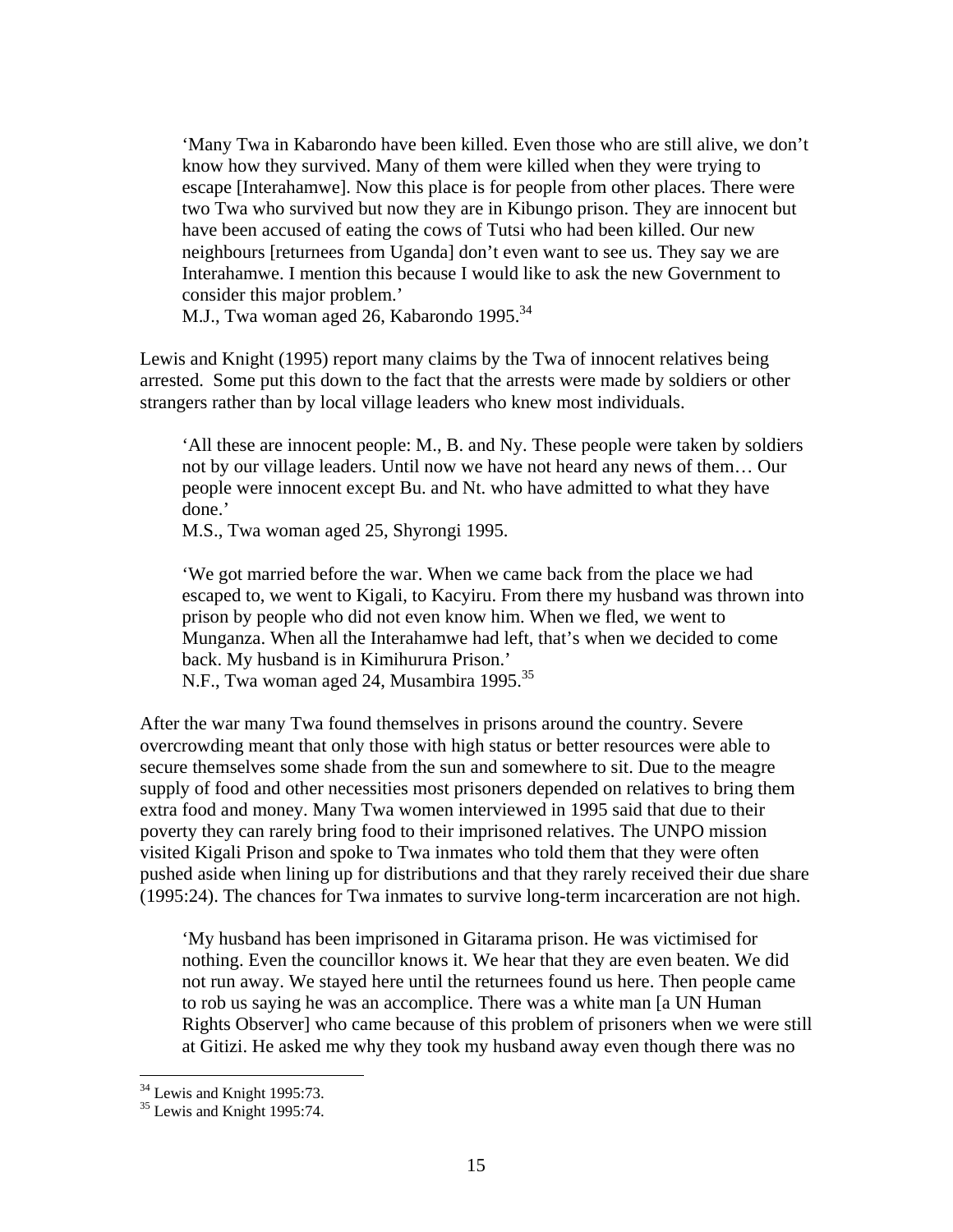> 'Many Twa in Kabarondo have been killed. Even those who are still alive, we don't know how they survived. Many of them were killed when they were trying to escape [Interahamwe]. Now this place is for people from other places. There were two Twa who survived but now they are in Kibungo prison. They are innocent but have been accused of eating the cows of Tutsi who had been killed. Our new neighbours [returnees from Uganda] don't even want to see us. They say we are Interahamwe. I mention this because I would like to ask the new Government to consider this major problem.'
> M.J., Twa woman aged 26, Kabarondo 1995.[34]

Lewis and Knight (1995) report many claims by the Twa of innocent relatives being arrested. Some put this down to the fact that the arrests were made by soldiers or other strangers rather than by local village leaders who knew most individuals.

> 'All these are innocent people: M., B. and Ny. These people were taken by soldiers not by our village leaders. Until now we have not heard any news of them… Our people were innocent except Bu. and Nt. who have admitted to what they have done.'
> M.S., Twa woman aged 25, Shyrongi 1995.

> 'We got married before the war. When we came back from the place we had escaped to, we went to Kigali, to Kacyiru. From there my husband was thrown into prison by people who did not even know him. When we fled, we went to Munganza. When all the Interahamwe had left, that's when we decided to come back. My husband is in Kimihurura Prison.'
> N.F., Twa woman aged 24, Musambira 1995.[35]

After the war many Twa found themselves in prisons around the country. Severe overcrowding meant that only those with high status or better resources were able to secure themselves some shade from the sun and somewhere to sit. Due to the meagre supply of food and other necessities most prisoners depended on relatives to bring them extra food and money. Many Twa women interviewed in 1995 said that due to their poverty they can rarely bring food to their imprisoned relatives. The UNPO mission visited Kigali Prison and spoke to Twa inmates who told them that they were often pushed aside when lining up for distributions and that they rarely received their due share (1995:24). The chances for Twa inmates to survive long-term incarceration are not high.

> 'My husband has been imprisoned in Gitarama prison. He was victimised for nothing. Even the councillor knows it. We hear that they are even beaten. We did not run away. We stayed here until the returnees found us here. Then people came to rob us saying he was an accomplice. There was a white man [a UN Human Rights Observer] who came because of this problem of prisoners when we were still at Gitizi. He asked me why they took my husband away even though there was no

[34] Lewis and Knight 1995:73.
[35] Lewis and Knight 1995:74.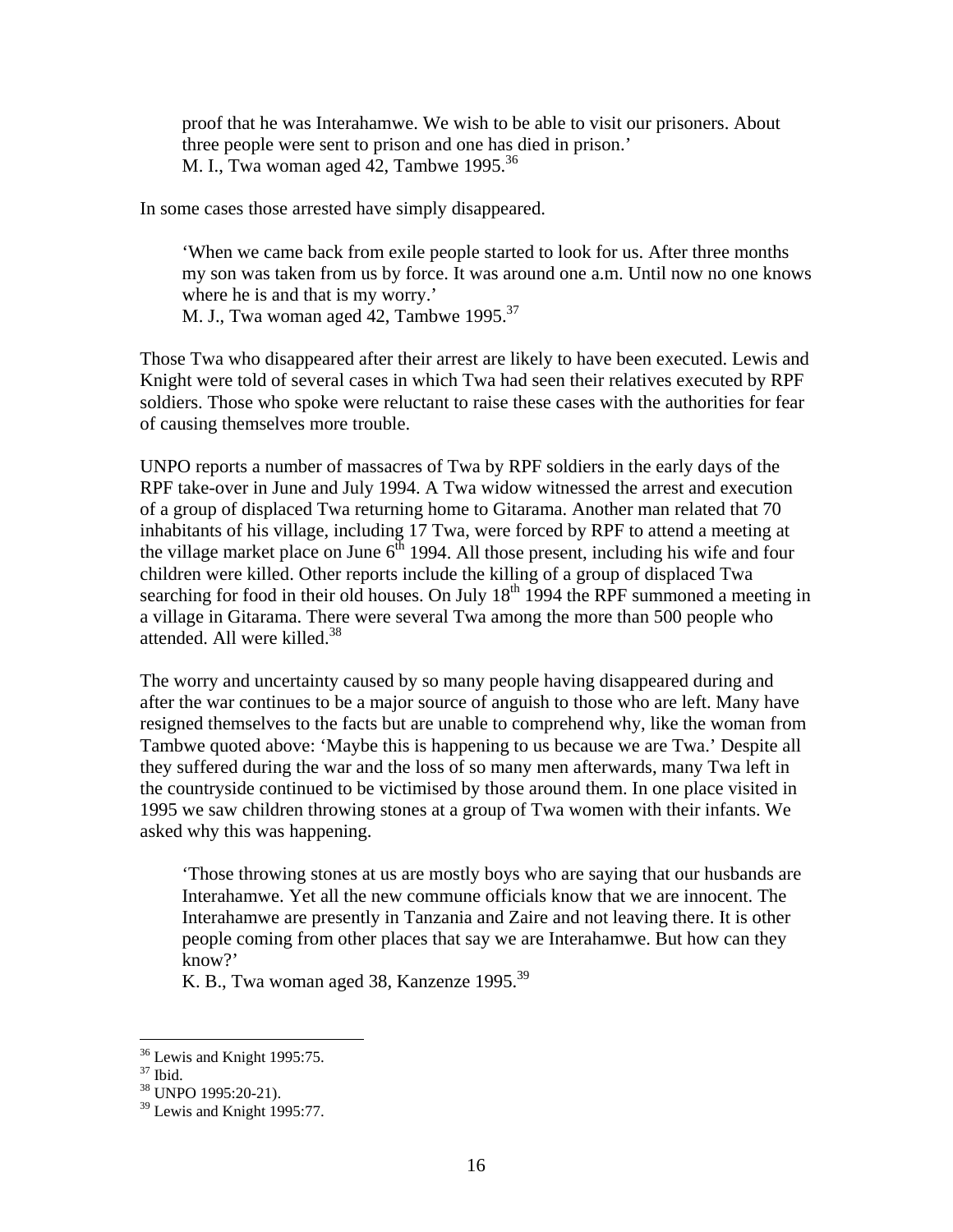proof that he was Interahamwe. We wish to be able to visit our prisoners. About three people were sent to prison and one has died in prison.'
M. I., Twa woman aged 42, Tambwe 1995.[36]

In some cases those arrested have simply disappeared.

> 'When we came back from exile people started to look for us. After three months my son was taken from us by force. It was around one a.m. Until now no one knows where he is and that is my worry.'
> M. J., Twa woman aged 42, Tambwe 1995.[37]

Those Twa who disappeared after their arrest are likely to have been executed. Lewis and Knight were told of several cases in which Twa had seen their relatives executed by RPF soldiers. Those who spoke were reluctant to raise these cases with the authorities for fear of causing themselves more trouble.

UNPO reports a number of massacres of Twa by RPF soldiers in the early days of the RPF take-over in June and July 1994. A Twa widow witnessed the arrest and execution of a group of displaced Twa returning home to Gitarama. Another man related that 70 inhabitants of his village, including 17 Twa, were forced by RPF to attend a meeting at the village market place on June 6th 1994. All those present, including his wife and four children were killed. Other reports include the killing of a group of displaced Twa searching for food in their old houses. On July 18th 1994 the RPF summoned a meeting in a village in Gitarama. There were several Twa among the more than 500 people who attended. All were killed.[38]

The worry and uncertainty caused by so many people having disappeared during and after the war continues to be a major source of anguish to those who are left. Many have resigned themselves to the facts but are unable to comprehend why, like the woman from Tambwe quoted above: 'Maybe this is happening to us because we are Twa.' Despite all they suffered during the war and the loss of so many men afterwards, many Twa left in the countryside continued to be victimised by those around them. In one place visited in 1995 we saw children throwing stones at a group of Twa women with their infants. We asked why this was happening.

> 'Those throwing stones at us are mostly boys who are saying that our husbands are Interahamwe. Yet all the new commune officials know that we are innocent. The Interahamwe are presently in Tanzania and Zaire and not leaving there. It is other people coming from other places that say we are Interahamwe. But how can they know?'
> K. B., Twa woman aged 38, Kanzenze 1995.[39]

---

[36] Lewis and Knight 1995:75.
[37] Ibid.
[38] UNPO 1995:20-21).
[39] Lewis and Knight 1995:77.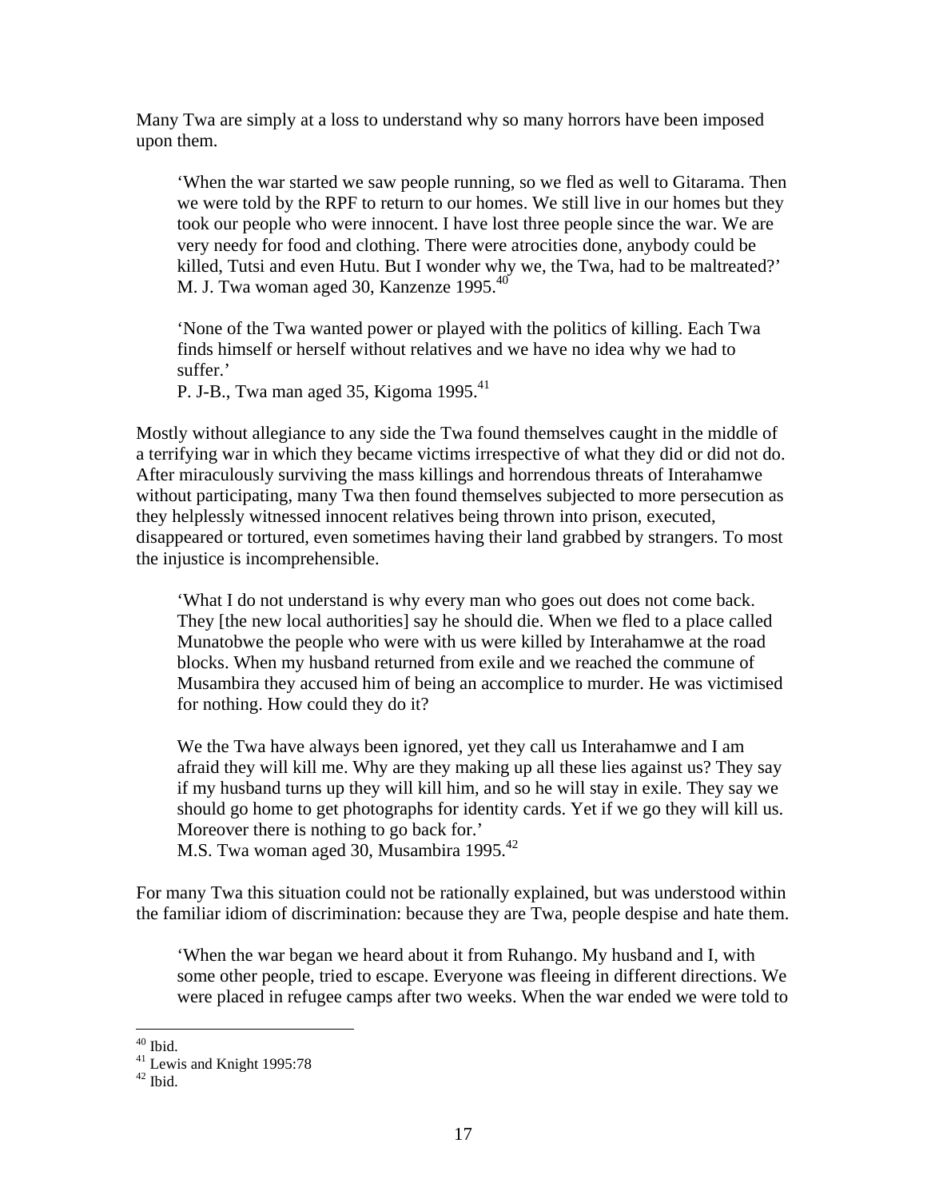Many Twa are simply at a loss to understand why so many horrors have been imposed upon them.

> 'When the war started we saw people running, so we fled as well to Gitarama. Then we were told by the RPF to return to our homes. We still live in our homes but they took our people who were innocent. I have lost three people since the war. We are very needy for food and clothing. There were atrocities done, anybody could be killed, Tutsi and even Hutu. But I wonder why we, the Twa, had to be maltreated?'
> M. J. Twa woman aged 30, Kanzenze 1995.[40]

> 'None of the Twa wanted power or played with the politics of killing. Each Twa finds himself or herself without relatives and we have no idea why we had to suffer.'
> P. J-B., Twa man aged 35, Kigoma 1995.[41]

Mostly without allegiance to any side the Twa found themselves caught in the middle of a terrifying war in which they became victims irrespective of what they did or did not do. After miraculously surviving the mass killings and horrendous threats of Interahamwe without participating, many Twa then found themselves subjected to more persecution as they helplessly witnessed innocent relatives being thrown into prison, executed, disappeared or tortured, even sometimes having their land grabbed by strangers. To most the injustice is incomprehensible.

> 'What I do not understand is why every man who goes out does not come back. They [the new local authorities] say he should die. When we fled to a place called Munatobwe the people who were with us were killed by Interahamwe at the road blocks. When my husband returned from exile and we reached the commune of Musambira they accused him of being an accomplice to murder. He was victimised for nothing. How could they do it?
>
> We the Twa have always been ignored, yet they call us Interahamwe and I am afraid they will kill me. Why are they making up all these lies against us? They say if my husband turns up they will kill him, and so he will stay in exile. They say we should go home to get photographs for identity cards. Yet if we go they will kill us. Moreover there is nothing to go back for.'
> M.S. Twa woman aged 30, Musambira 1995.[42]

For many Twa this situation could not be rationally explained, but was understood within the familiar idiom of discrimination: because they are Twa, people despise and hate them.

> 'When the war began we heard about it from Ruhango. My husband and I, with some other people, tried to escape. Everyone was fleeing in different directions. We were placed in refugee camps after two weeks. When the war ended we were told to

---

[40] Ibid.
[41] Lewis and Knight 1995:78
[42] Ibid.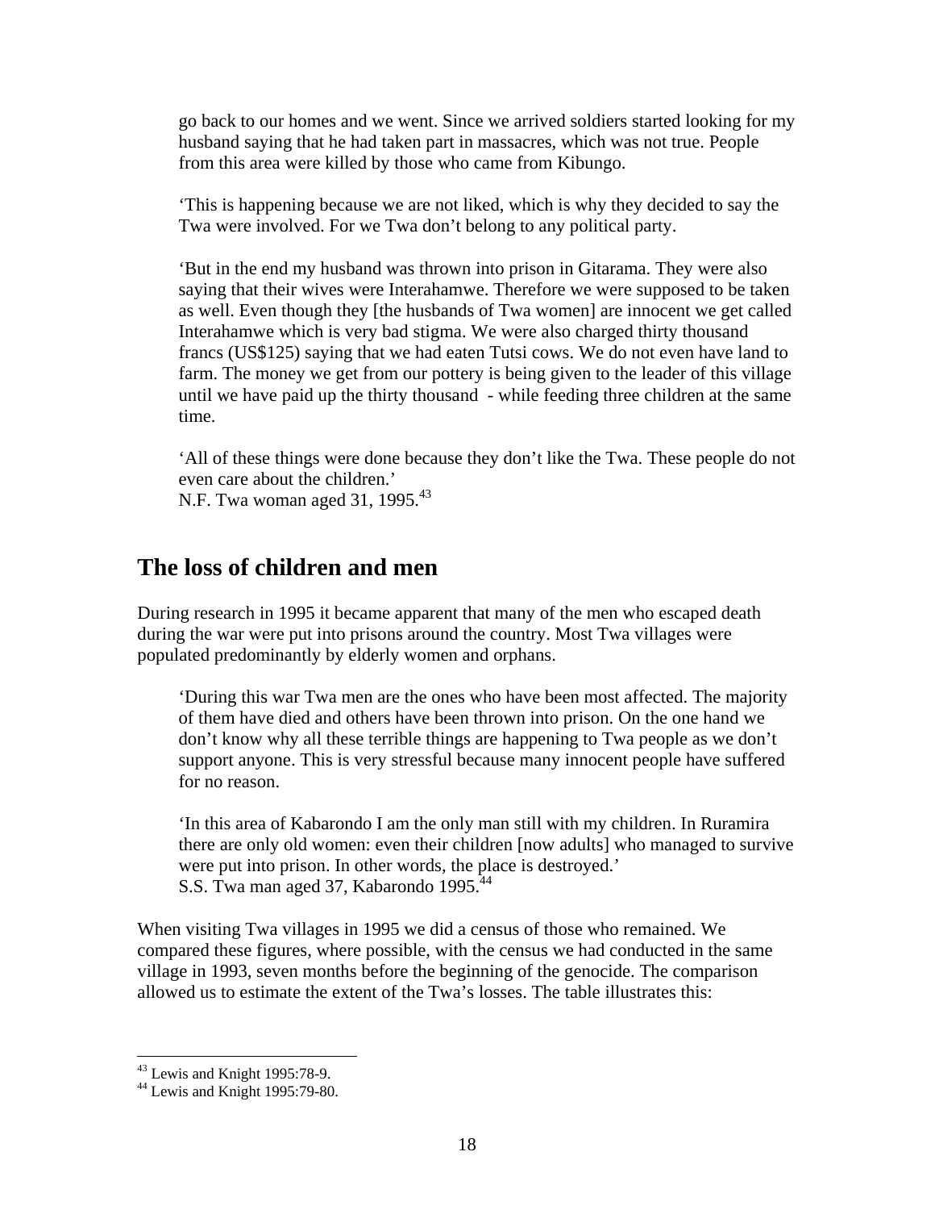> go back to our homes and we went. Since we arrived soldiers started looking for my husband saying that he had taken part in massacres, which was not true. People from this area were killed by those who came from Kibungo.
>
> 'This is happening because we are not liked, which is why they decided to say the Twa were involved. For we Twa don't belong to any political party.
>
> 'But in the end my husband was thrown into prison in Gitarama. They were also saying that their wives were Interahamwe. Therefore we were supposed to be taken as well. Even though they [the husbands of Twa women] are innocent we get called Interahamwe which is very bad stigma. We were also charged thirty thousand francs (US$125) saying that we had eaten Tutsi cows. We do not even have land to farm. The money we get from our pottery is being given to the leader of this village until we have paid up the thirty thousand - while feeding three children at the same time.
>
> 'All of these things were done because they don't like the Twa. These people do not even care about the children.'
> N.F. Twa woman aged 31, 1995.[43]

## The loss of children and men

During research in 1995 it became apparent that many of the men who escaped death during the war were put into prisons around the country. Most Twa villages were populated predominantly by elderly women and orphans.

> 'During this war Twa men are the ones who have been most affected. The majority of them have died and others have been thrown into prison. On the one hand we don't know why all these terrible things are happening to Twa people as we don't support anyone. This is very stressful because many innocent people have suffered for no reason.
>
> 'In this area of Kabarondo I am the only man still with my children. In Ruramira there are only old women: even their children [now adults] who managed to survive were put into prison. In other words, the place is destroyed.'
> S.S. Twa man aged 37, Kabarondo 1995.[44]

When visiting Twa villages in 1995 we did a census of those who remained. We compared these figures, where possible, with the census we had conducted in the same village in 1993, seven months before the beginning of the genocide. The comparison allowed us to estimate the extent of the Twa's losses. The table illustrates this:

---

[43] Lewis and Knight 1995:78-9.

[44] Lewis and Knight 1995:79-80.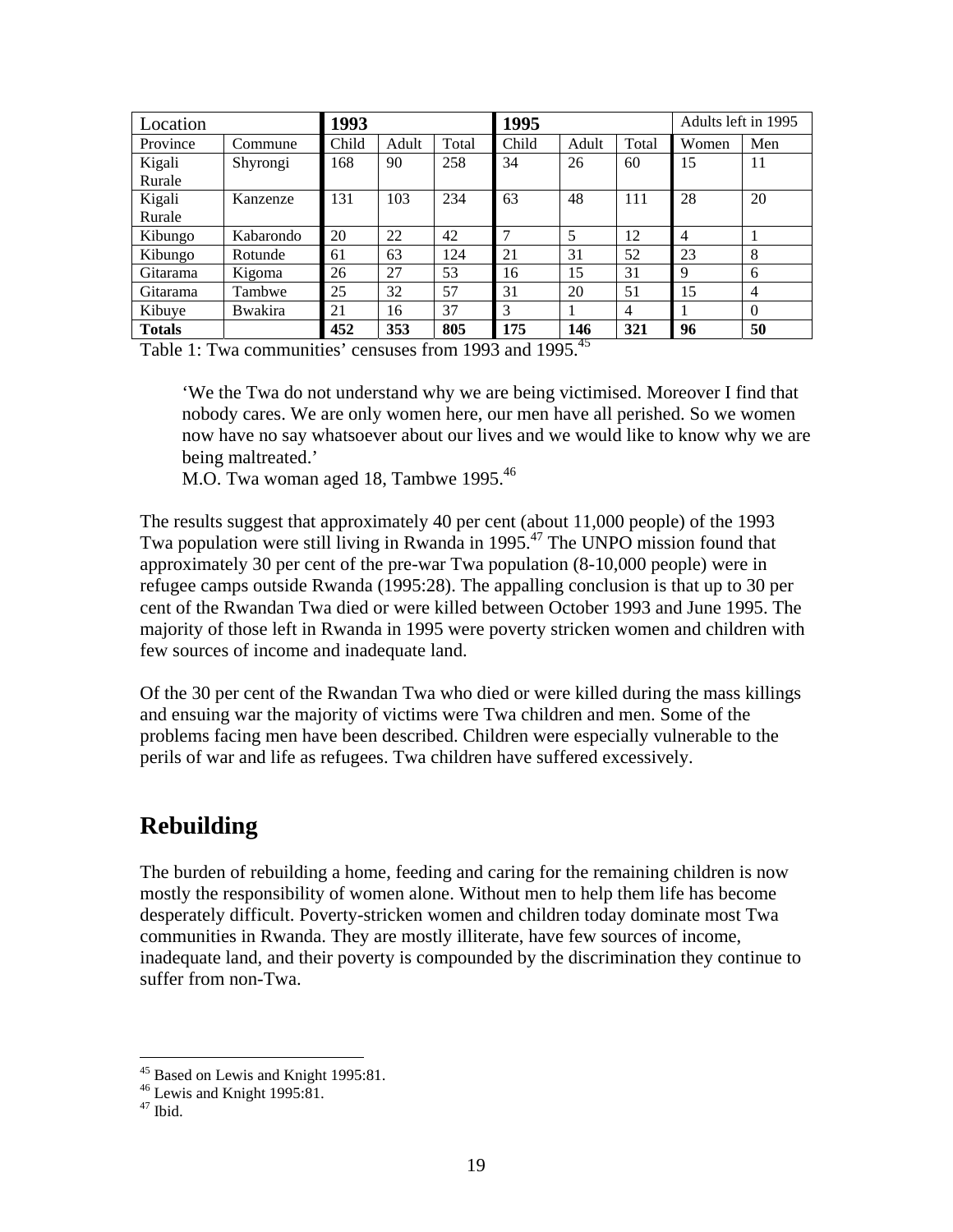| Location | | 1993 | | | 1995 | | | Adults left in 1995 | |
|---|---|---|---|---|---|---|---|---|---|
| Province | Commune | Child | Adult | Total | Child | Adult | Total | Women | Men |
| Kigali Rurale | Shyrongi | 168 | 90 | 258 | 34 | 26 | 60 | 15 | 11 |
| Kigali Rurale | Kanzenze | 131 | 103 | 234 | 63 | 48 | 111 | 28 | 20 |
| Kibungo | Kabarondo | 20 | 22 | 42 | 7 | 5 | 12 | 4 | 1 |
| Kibungo | Rotunde | 61 | 63 | 124 | 21 | 31 | 52 | 23 | 8 |
| Gitarama | Kigoma | 26 | 27 | 53 | 16 | 15 | 31 | 9 | 6 |
| Gitarama | Tambwe | 25 | 32 | 57 | 31 | 20 | 51 | 15 | 4 |
| Kibuye | Bwakira | 21 | 16 | 37 | 3 | 1 | 4 | 1 | 0 |
| **Totals** | | **452** | **353** | **805** | **175** | **146** | **321** | **96** | **50** |

Table 1: Twa communities' censuses from 1993 and 1995.[45]

> 'We the Twa do not understand why we are being victimised. Moreover I find that nobody cares. We are only women here, our men have all perished. So we women now have no say whatsoever about our lives and we would like to know why we are being maltreated.'
> M.O. Twa woman aged 18, Tambwe 1995.[46]

The results suggest that approximately 40 per cent (about 11,000 people) of the 1993 Twa population were still living in Rwanda in 1995.[47] The UNPO mission found that approximately 30 per cent of the pre-war Twa population (8-10,000 people) were in refugee camps outside Rwanda (1995:28). The appalling conclusion is that up to 30 per cent of the Rwandan Twa died or were killed between October 1993 and June 1995. The majority of those left in Rwanda in 1995 were poverty stricken women and children with few sources of income and inadequate land.

Of the 30 per cent of the Rwandan Twa who died or were killed during the mass killings and ensuing war the majority of victims were Twa children and men. Some of the problems facing men have been described. Children were especially vulnerable to the perils of war and life as refugees. Twa children have suffered excessively.

## Rebuilding

The burden of rebuilding a home, feeding and caring for the remaining children is now mostly the responsibility of women alone. Without men to help them life has become desperately difficult. Poverty-stricken women and children today dominate most Twa communities in Rwanda. They are mostly illiterate, have few sources of income, inadequate land, and their poverty is compounded by the discrimination they continue to suffer from non-Twa.

---

[45] Based on Lewis and Knight 1995:81.
[46] Lewis and Knight 1995:81.
[47] Ibid.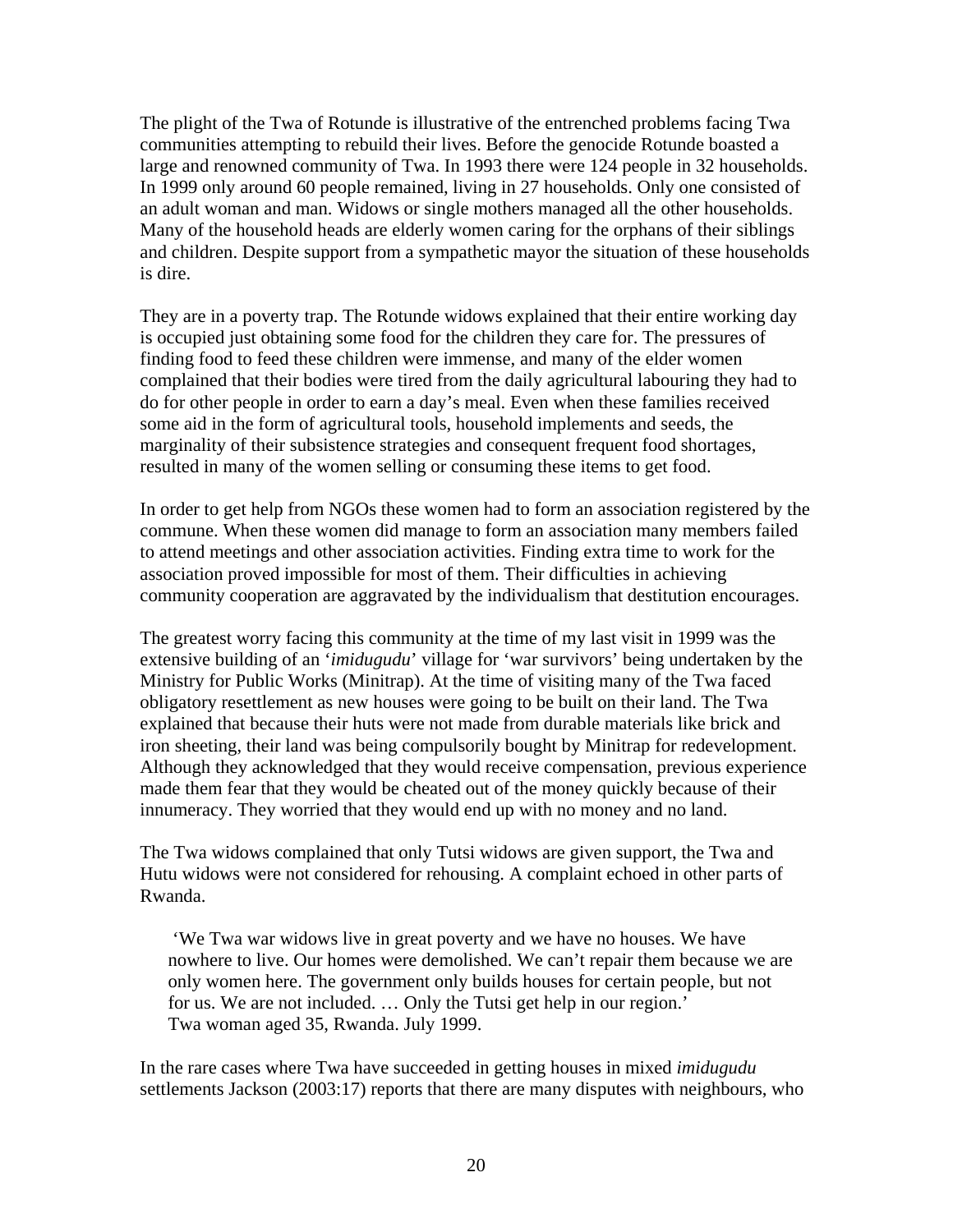The plight of the Twa of Rotunde is illustrative of the entrenched problems facing Twa communities attempting to rebuild their lives. Before the genocide Rotunde boasted a large and renowned community of Twa. In 1993 there were 124 people in 32 households. In 1999 only around 60 people remained, living in 27 households. Only one consisted of an adult woman and man. Widows or single mothers managed all the other households. Many of the household heads are elderly women caring for the orphans of their siblings and children. Despite support from a sympathetic mayor the situation of these households is dire.

They are in a poverty trap. The Rotunde widows explained that their entire working day is occupied just obtaining some food for the children they care for. The pressures of finding food to feed these children were immense, and many of the elder women complained that their bodies were tired from the daily agricultural labouring they had to do for other people in order to earn a day's meal. Even when these families received some aid in the form of agricultural tools, household implements and seeds, the marginality of their subsistence strategies and consequent frequent food shortages, resulted in many of the women selling or consuming these items to get food.

In order to get help from NGOs these women had to form an association registered by the commune. When these women did manage to form an association many members failed to attend meetings and other association activities. Finding extra time to work for the association proved impossible for most of them. Their difficulties in achieving community cooperation are aggravated by the individualism that destitution encourages.

The greatest worry facing this community at the time of my last visit in 1999 was the extensive building of an '*imidugudu*' village for 'war survivors' being undertaken by the Ministry for Public Works (Minitrap). At the time of visiting many of the Twa faced obligatory resettlement as new houses were going to be built on their land. The Twa explained that because their huts were not made from durable materials like brick and iron sheeting, their land was being compulsorily bought by Minitrap for redevelopment. Although they acknowledged that they would receive compensation, previous experience made them fear that they would be cheated out of the money quickly because of their innumeracy. They worried that they would end up with no money and no land.

The Twa widows complained that only Tutsi widows are given support, the Twa and Hutu widows were not considered for rehousing. A complaint echoed in other parts of Rwanda.

> 'We Twa war widows live in great poverty and we have no houses. We have nowhere to live. Our homes were demolished. We can't repair them because we are only women here. The government only builds houses for certain people, but not for us. We are not included. … Only the Tutsi get help in our region.'
> Twa woman aged 35, Rwanda. July 1999.

In the rare cases where Twa have succeeded in getting houses in mixed *imidugudu* settlements Jackson (2003:17) reports that there are many disputes with neighbours, who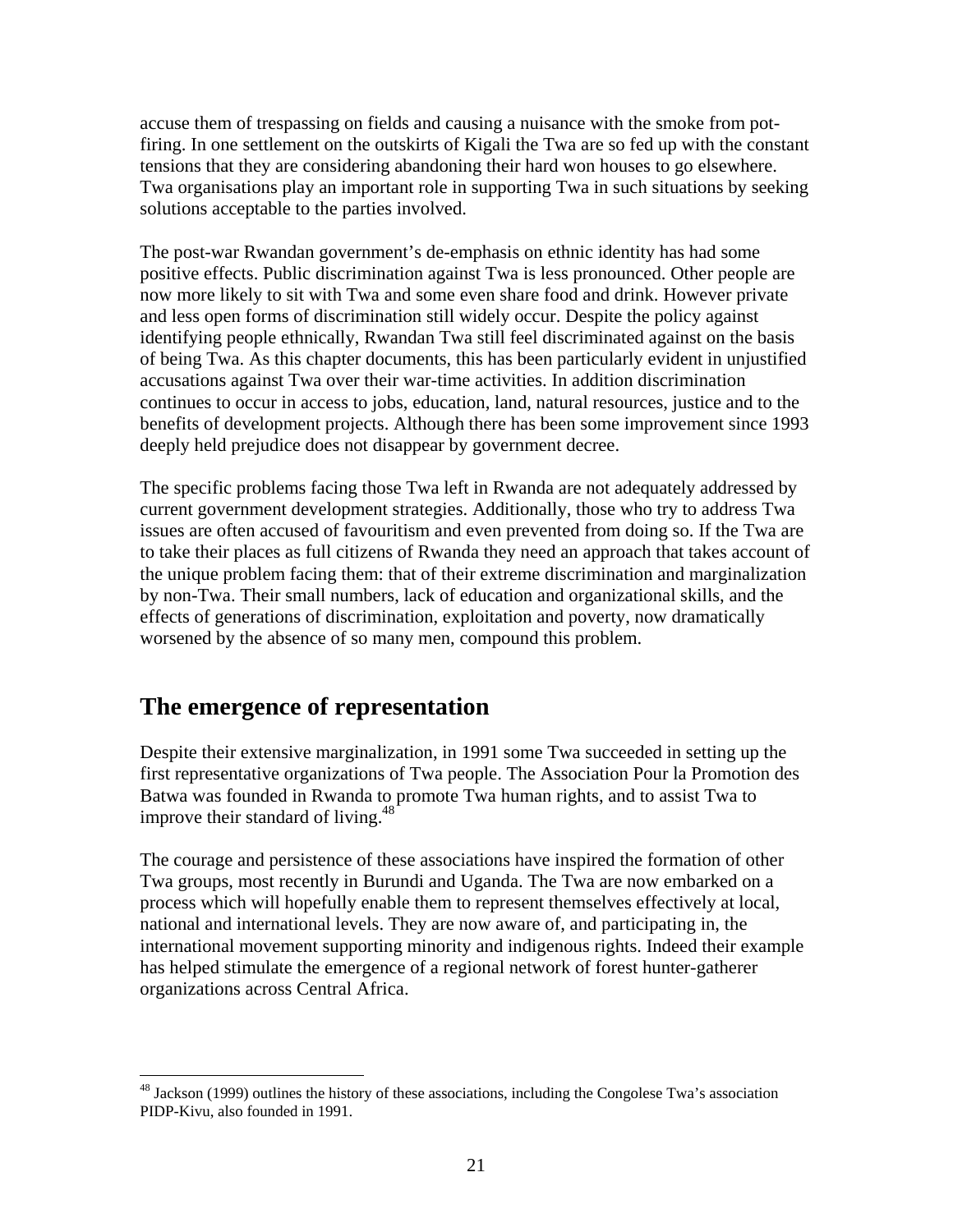accuse them of trespassing on fields and causing a nuisance with the smoke from pot-firing. In one settlement on the outskirts of Kigali the Twa are so fed up with the constant tensions that they are considering abandoning their hard won houses to go elsewhere. Twa organisations play an important role in supporting Twa in such situations by seeking solutions acceptable to the parties involved.

The post-war Rwandan government's de-emphasis on ethnic identity has had some positive effects. Public discrimination against Twa is less pronounced. Other people are now more likely to sit with Twa and some even share food and drink. However private and less open forms of discrimination still widely occur. Despite the policy against identifying people ethnically, Rwandan Twa still feel discriminated against on the basis of being Twa. As this chapter documents, this has been particularly evident in unjustified accusations against Twa over their war-time activities. In addition discrimination continues to occur in access to jobs, education, land, natural resources, justice and to the benefits of development projects. Although there has been some improvement since 1993 deeply held prejudice does not disappear by government decree.

The specific problems facing those Twa left in Rwanda are not adequately addressed by current government development strategies. Additionally, those who try to address Twa issues are often accused of favouritism and even prevented from doing so. If the Twa are to take their places as full citizens of Rwanda they need an approach that takes account of the unique problem facing them: that of their extreme discrimination and marginalization by non-Twa. Their small numbers, lack of education and organizational skills, and the effects of generations of discrimination, exploitation and poverty, now dramatically worsened by the absence of so many men, compound this problem.

## The emergence of representation

Despite their extensive marginalization, in 1991 some Twa succeeded in setting up the first representative organizations of Twa people. The Association Pour la Promotion des Batwa was founded in Rwanda to promote Twa human rights, and to assist Twa to improve their standard of living.[48]

The courage and persistence of these associations have inspired the formation of other Twa groups, most recently in Burundi and Uganda. The Twa are now embarked on a process which will hopefully enable them to represent themselves effectively at local, national and international levels. They are now aware of, and participating in, the international movement supporting minority and indigenous rights. Indeed their example has helped stimulate the emergence of a regional network of forest hunter-gatherer organizations across Central Africa.

[48] Jackson (1999) outlines the history of these associations, including the Congolese Twa's association PIDP-Kivu, also founded in 1991.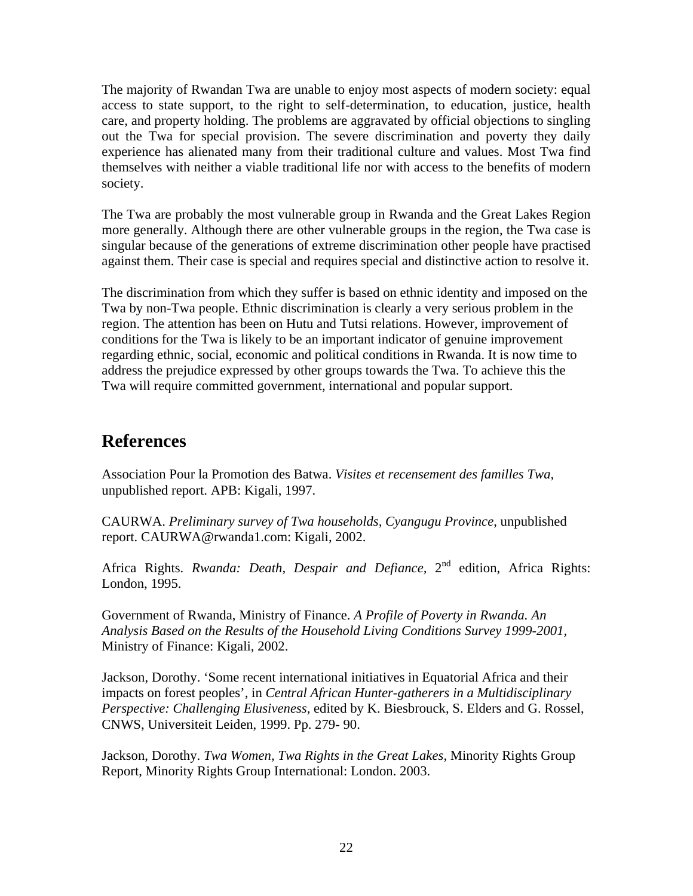The majority of Rwandan Twa are unable to enjoy most aspects of modern society: equal access to state support, to the right to self-determination, to education, justice, health care, and property holding. The problems are aggravated by official objections to singling out the Twa for special provision. The severe discrimination and poverty they daily experience has alienated many from their traditional culture and values. Most Twa find themselves with neither a viable traditional life nor with access to the benefits of modern society.

The Twa are probably the most vulnerable group in Rwanda and the Great Lakes Region more generally. Although there are other vulnerable groups in the region, the Twa case is singular because of the generations of extreme discrimination other people have practised against them. Their case is special and requires special and distinctive action to resolve it.

The discrimination from which they suffer is based on ethnic identity and imposed on the Twa by non-Twa people. Ethnic discrimination is clearly a very serious problem in the region. The attention has been on Hutu and Tutsi relations. However, improvement of conditions for the Twa is likely to be an important indicator of genuine improvement regarding ethnic, social, economic and political conditions in Rwanda. It is now time to address the prejudice expressed by other groups towards the Twa. To achieve this the Twa will require committed government, international and popular support.

## References

Association Pour la Promotion des Batwa. *Visites et recensement des familles Twa,* unpublished report. APB: Kigali, 1997.

CAURWA. *Preliminary survey of Twa households, Cyangugu Province*, unpublished report. CAURWA@rwanda1.com: Kigali, 2002.

Africa Rights. *Rwanda: Death, Despair and Defiance,* 2nd edition, Africa Rights: London, 1995.

Government of Rwanda, Ministry of Finance. *A Profile of Poverty in Rwanda. An Analysis Based on the Results of the Household Living Conditions Survey 1999-2001,* Ministry of Finance: Kigali, 2002.

Jackson, Dorothy. 'Some recent international initiatives in Equatorial Africa and their impacts on forest peoples', in *Central African Hunter-gatherers in a Multidisciplinary Perspective: Challenging Elusiveness*, edited by K. Biesbrouck, S. Elders and G. Rossel, CNWS, Universiteit Leiden, 1999. Pp. 279- 90.

Jackson, Dorothy. *Twa Women, Twa Rights in the Great Lakes*, Minority Rights Group Report, Minority Rights Group International: London. 2003.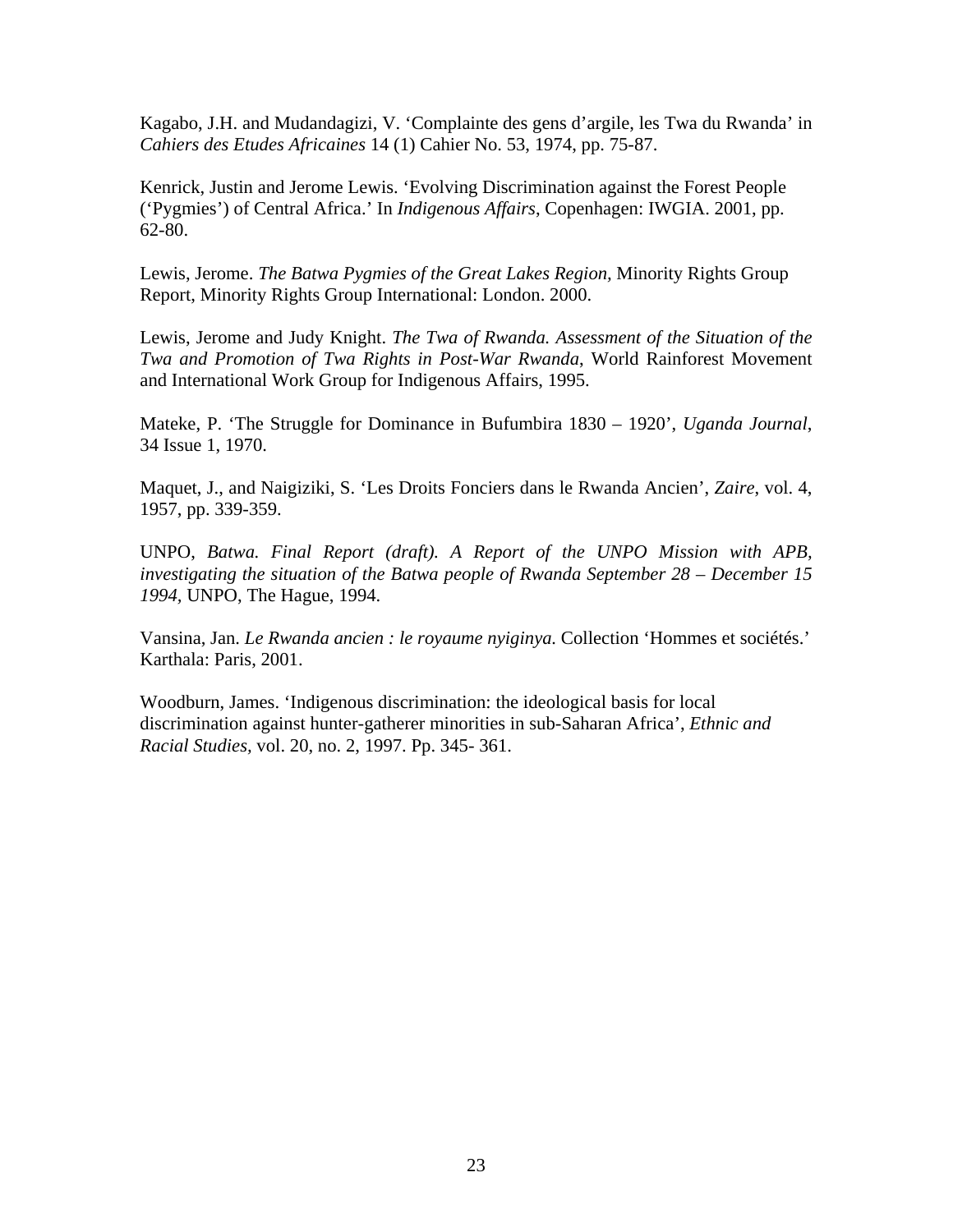Kagabo, J.H. and Mudandagizi, V. 'Complainte des gens d'argile, les Twa du Rwanda' in *Cahiers des Etudes Africaines* 14 (1) Cahier No. 53, 1974, pp. 75-87.

Kenrick, Justin and Jerome Lewis. 'Evolving Discrimination against the Forest People ('Pygmies') of Central Africa.' In *Indigenous Affairs*, Copenhagen: IWGIA. 2001, pp. 62-80.

Lewis, Jerome. *The Batwa Pygmies of the Great Lakes Region*, Minority Rights Group Report, Minority Rights Group International: London. 2000.

Lewis, Jerome and Judy Knight. *The Twa of Rwanda. Assessment of the Situation of the Twa and Promotion of Twa Rights in Post-War Rwanda*, World Rainforest Movement and International Work Group for Indigenous Affairs, 1995.

Mateke, P. 'The Struggle for Dominance in Bufumbira 1830 – 1920', *Uganda Journal*, 34 Issue 1, 1970.

Maquet, J., and Naigiziki, S. 'Les Droits Fonciers dans le Rwanda Ancien', *Zaire*, vol. 4, 1957, pp. 339-359.

UNPO, *Batwa. Final Report (draft). A Report of the UNPO Mission with APB, investigating the situation of the Batwa people of Rwanda September 28 – December 15 1994*, UNPO, The Hague, 1994.

Vansina, Jan. *Le Rwanda ancien : le royaume nyiginya.* Collection 'Hommes et sociétés.' Karthala: Paris, 2001.

Woodburn, James. 'Indigenous discrimination: the ideological basis for local discrimination against hunter-gatherer minorities in sub-Saharan Africa', *Ethnic and Racial Studies*, vol. 20, no. 2, 1997. Pp. 345- 361.